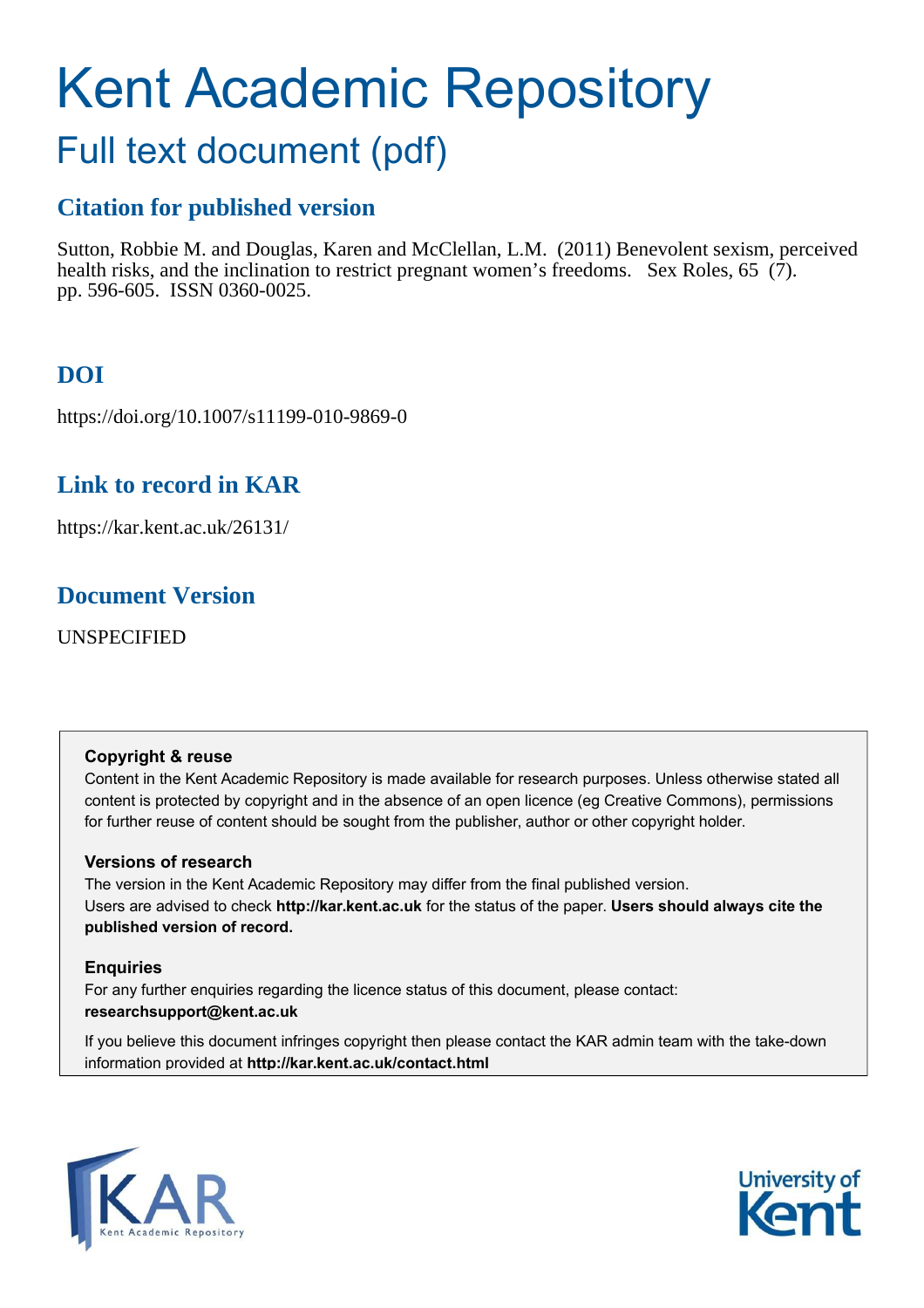# Kent Academic Repository

## Full text document (pdf)

## Citation for published version

Sutton, Robbie M. and Douglas, Karen and McClellan, L.M. (2011) Benevolent sexism, perceived health risks, and the inclination to restrict pregnant women's freedoms. Sex Roles, 65 (7). pp. 596-605. ISSN 0360-0025.

## DOI

https://doi.org/10.1007/s11199-010-9869-0

## Link to record in KAR

https://kar.kent.ac.uk/26131/

## Document Version

UNSPECIFIED

**Copyright & reuse**

Content in the Kent Academic Repository is made available for research purposes. Unless otherwise stated all content is protected by copyright and in the absence of an open licence (eg Creative Commons), permissions for further reuse of content should be sought from the publisher, author or other copyright holder.

**Versions of research**

The version in the Kent Academic Repository may differ from the final published version. Users are advised to check **http://kar.kent.ac.uk** for the status of the paper. **Users should always cite the published version of record.**

**Enquiries**

For any further enquiries regarding the licence status of this document, please contact: **researchsupport@kent.ac.uk**

If you believe this document infringes copyright then please contact the KAR admin team with the take-down information provided at **http://kar.kent.ac.uk/contact.html**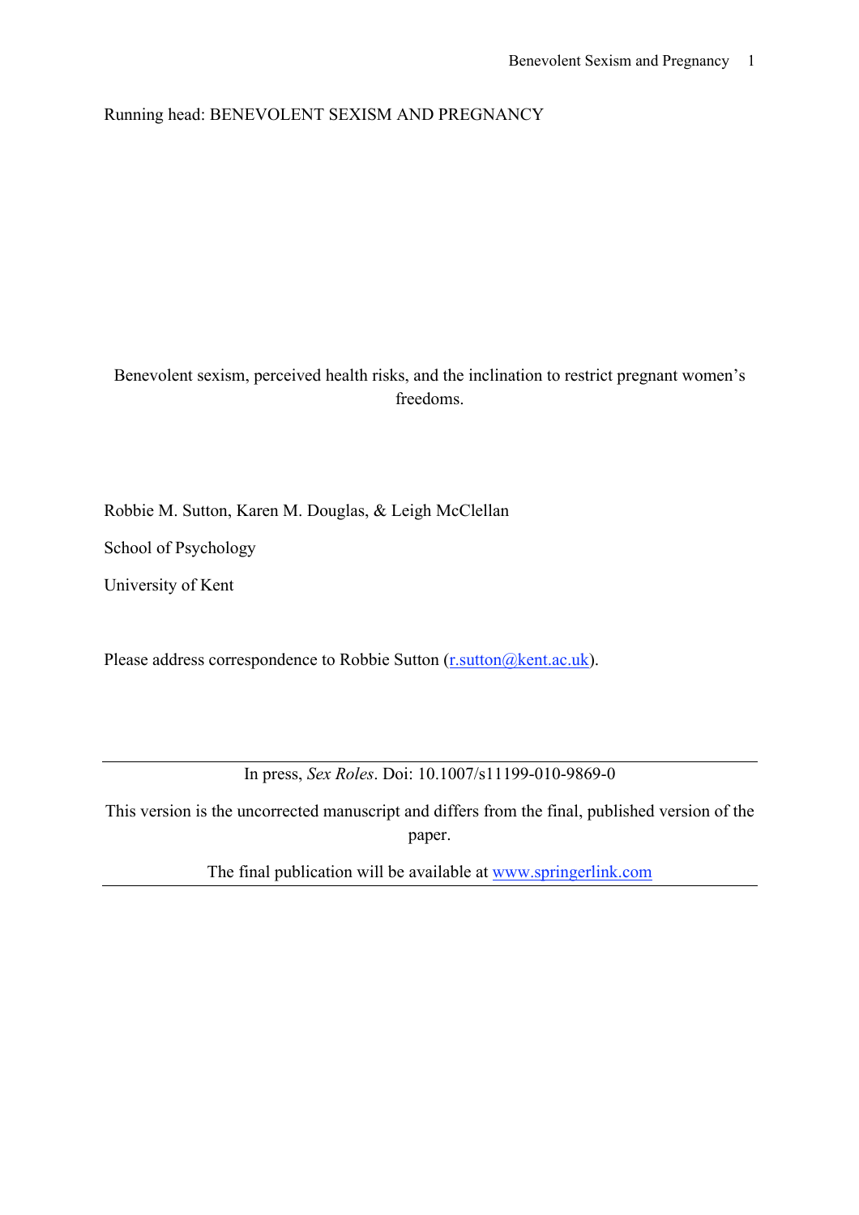Running head: BENEVOLENT SEXISM AND PREGNANCY

# Benevolent sexism, perceived health risks, and the inclination to restrict pregnant women's freedoms.

Robbie M. Sutton, Karen M. Douglas, & Leigh McClellan

School of Psychology

University of Kent

Please address correspondence to Robbie Sutton (r.sutton@kent.ac.uk).

---

In press, *Sex Roles*. Doi: 10.1007/s11199-010-9869-0

This version is the uncorrected manuscript and differs from the final, published version of the paper.

The final publication will be available at www.springerlink.com

---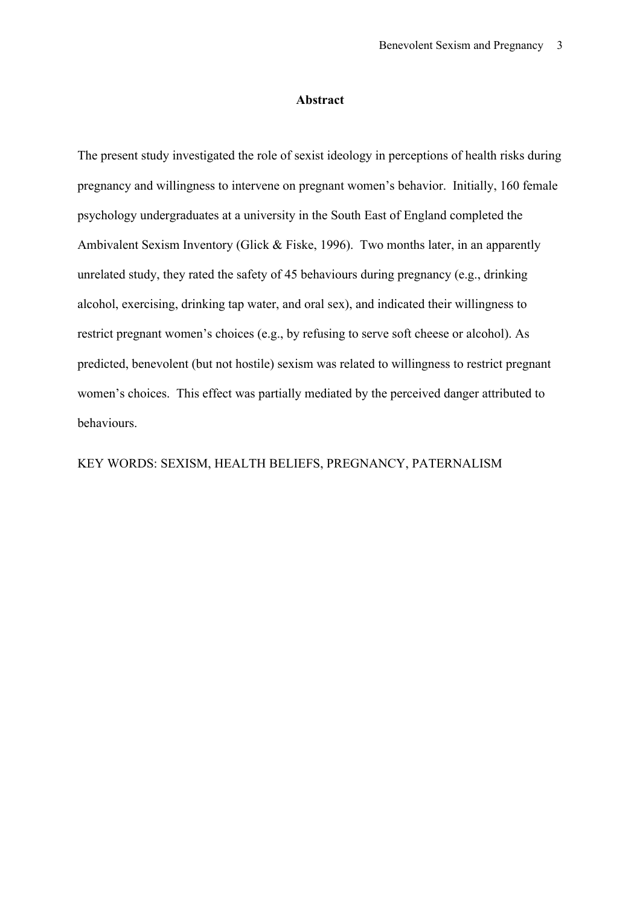## Abstract

The present study investigated the role of sexist ideology in perceptions of health risks during pregnancy and willingness to intervene on pregnant women's behavior. Initially, 160 female psychology undergraduates at a university in the South East of England completed the Ambivalent Sexism Inventory (Glick & Fiske, 1996). Two months later, in an apparently unrelated study, they rated the safety of 45 behaviours during pregnancy (e.g., drinking alcohol, exercising, drinking tap water, and oral sex), and indicated their willingness to restrict pregnant women's choices (e.g., by refusing to serve soft cheese or alcohol). As predicted, benevolent (but not hostile) sexism was related to willingness to restrict pregnant women's choices. This effect was partially mediated by the perceived danger attributed to behaviours.

KEY WORDS: SEXISM, HEALTH BELIEFS, PREGNANCY, PATERNALISM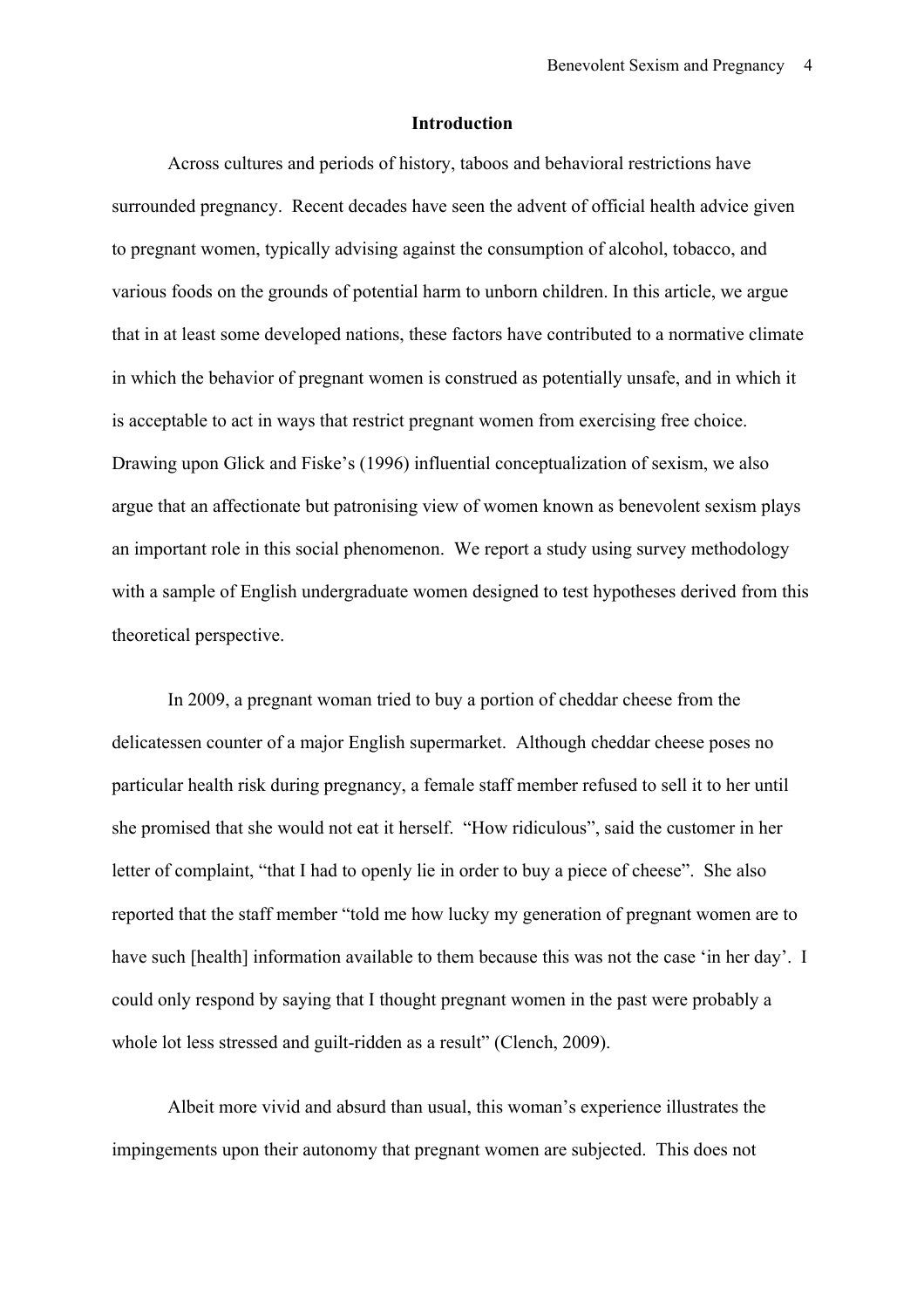## Introduction

Across cultures and periods of history, taboos and behavioral restrictions have surrounded pregnancy. Recent decades have seen the advent of official health advice given to pregnant women, typically advising against the consumption of alcohol, tobacco, and various foods on the grounds of potential harm to unborn children. In this article, we argue that in at least some developed nations, these factors have contributed to a normative climate in which the behavior of pregnant women is construed as potentially unsafe, and in which it is acceptable to act in ways that restrict pregnant women from exercising free choice. Drawing upon Glick and Fiske's (1996) influential conceptualization of sexism, we also argue that an affectionate but patronising view of women known as benevolent sexism plays an important role in this social phenomenon. We report a study using survey methodology with a sample of English undergraduate women designed to test hypotheses derived from this theoretical perspective.

In 2009, a pregnant woman tried to buy a portion of cheddar cheese from the delicatessen counter of a major English supermarket. Although cheddar cheese poses no particular health risk during pregnancy, a female staff member refused to sell it to her until she promised that she would not eat it herself. "How ridiculous", said the customer in her letter of complaint, "that I had to openly lie in order to buy a piece of cheese". She also reported that the staff member "told me how lucky my generation of pregnant women are to have such [health] information available to them because this was not the case 'in her day'. I could only respond by saying that I thought pregnant women in the past were probably a whole lot less stressed and guilt-ridden as a result" (Clench, 2009).

Albeit more vivid and absurd than usual, this woman's experience illustrates the impingements upon their autonomy that pregnant women are subjected. This does not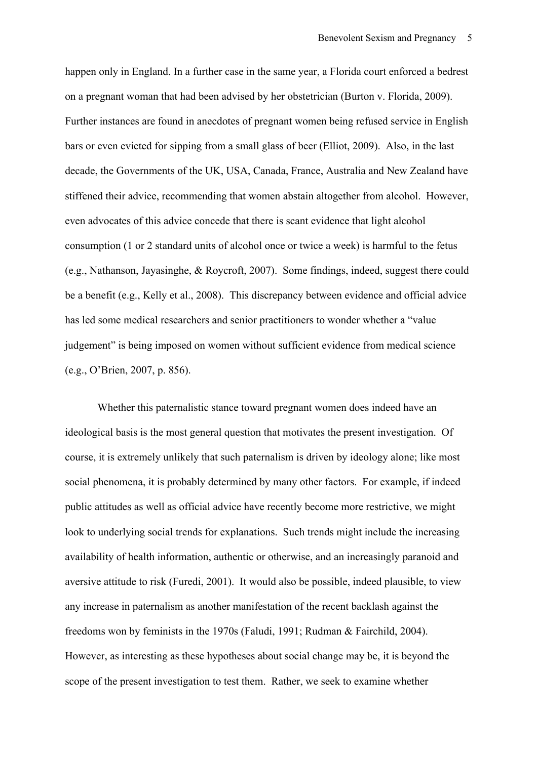happen only in England. In a further case in the same year, a Florida court enforced a bedrest on a pregnant woman that had been advised by her obstetrician (Burton v. Florida, 2009). Further instances are found in anecdotes of pregnant women being refused service in English bars or even evicted for sipping from a small glass of beer (Elliot, 2009). Also, in the last decade, the Governments of the UK, USA, Canada, France, Australia and New Zealand have stiffened their advice, recommending that women abstain altogether from alcohol. However, even advocates of this advice concede that there is scant evidence that light alcohol consumption (1 or 2 standard units of alcohol once or twice a week) is harmful to the fetus (e.g., Nathanson, Jayasinghe, & Roycroft, 2007). Some findings, indeed, suggest there could be a benefit (e.g., Kelly et al., 2008). This discrepancy between evidence and official advice has led some medical researchers and senior practitioners to wonder whether a "value judgement" is being imposed on women without sufficient evidence from medical science (e.g., O'Brien, 2007, p. 856).

Whether this paternalistic stance toward pregnant women does indeed have an ideological basis is the most general question that motivates the present investigation. Of course, it is extremely unlikely that such paternalism is driven by ideology alone; like most social phenomena, it is probably determined by many other factors. For example, if indeed public attitudes as well as official advice have recently become more restrictive, we might look to underlying social trends for explanations. Such trends might include the increasing availability of health information, authentic or otherwise, and an increasingly paranoid and aversive attitude to risk (Furedi, 2001). It would also be possible, indeed plausible, to view any increase in paternalism as another manifestation of the recent backlash against the freedoms won by feminists in the 1970s (Faludi, 1991; Rudman & Fairchild, 2004). However, as interesting as these hypotheses about social change may be, it is beyond the scope of the present investigation to test them. Rather, we seek to examine whether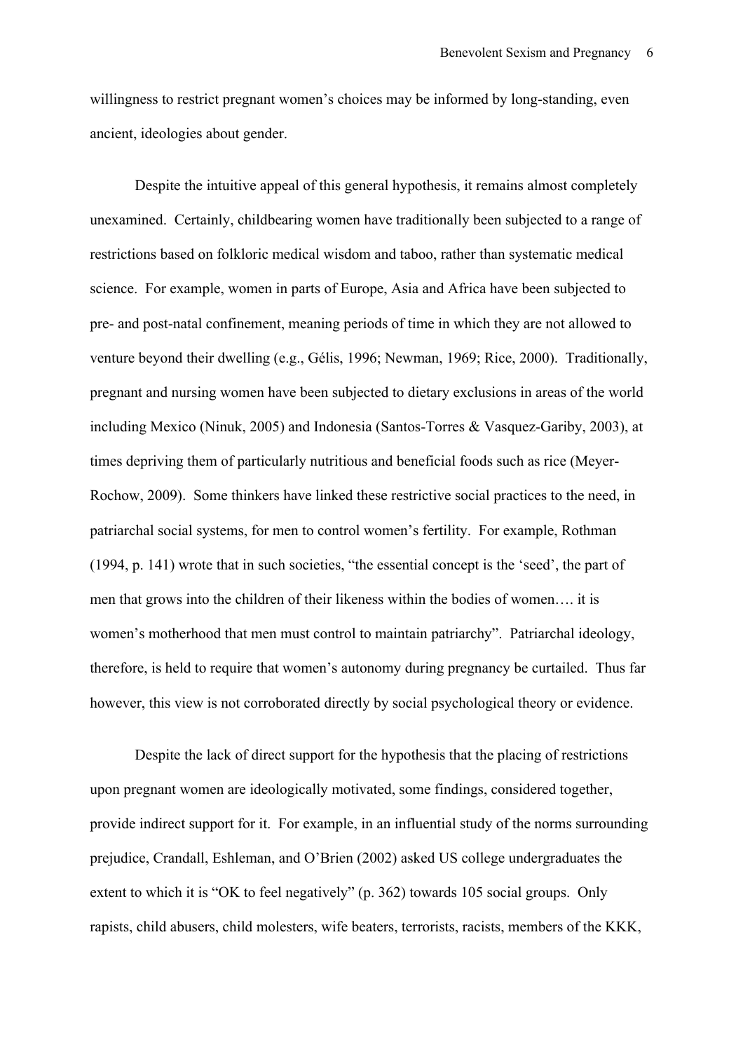willingness to restrict pregnant women's choices may be informed by long-standing, even ancient, ideologies about gender.

Despite the intuitive appeal of this general hypothesis, it remains almost completely unexamined. Certainly, childbearing women have traditionally been subjected to a range of restrictions based on folkloric medical wisdom and taboo, rather than systematic medical science. For example, women in parts of Europe, Asia and Africa have been subjected to pre- and post-natal confinement, meaning periods of time in which they are not allowed to venture beyond their dwelling (e.g., Gélis, 1996; Newman, 1969; Rice, 2000). Traditionally, pregnant and nursing women have been subjected to dietary exclusions in areas of the world including Mexico (Ninuk, 2005) and Indonesia (Santos-Torres & Vasquez-Gariby, 2003), at times depriving them of particularly nutritious and beneficial foods such as rice (Meyer-Rochow, 2009). Some thinkers have linked these restrictive social practices to the need, in patriarchal social systems, for men to control women's fertility. For example, Rothman (1994, p. 141) wrote that in such societies, "the essential concept is the 'seed', the part of men that grows into the children of their likeness within the bodies of women…. it is women's motherhood that men must control to maintain patriarchy". Patriarchal ideology, therefore, is held to require that women's autonomy during pregnancy be curtailed. Thus far however, this view is not corroborated directly by social psychological theory or evidence.

Despite the lack of direct support for the hypothesis that the placing of restrictions upon pregnant women are ideologically motivated, some findings, considered together, provide indirect support for it. For example, in an influential study of the norms surrounding prejudice, Crandall, Eshleman, and O'Brien (2002) asked US college undergraduates the extent to which it is "OK to feel negatively" (p. 362) towards 105 social groups. Only rapists, child abusers, child molesters, wife beaters, terrorists, racists, members of the KKK,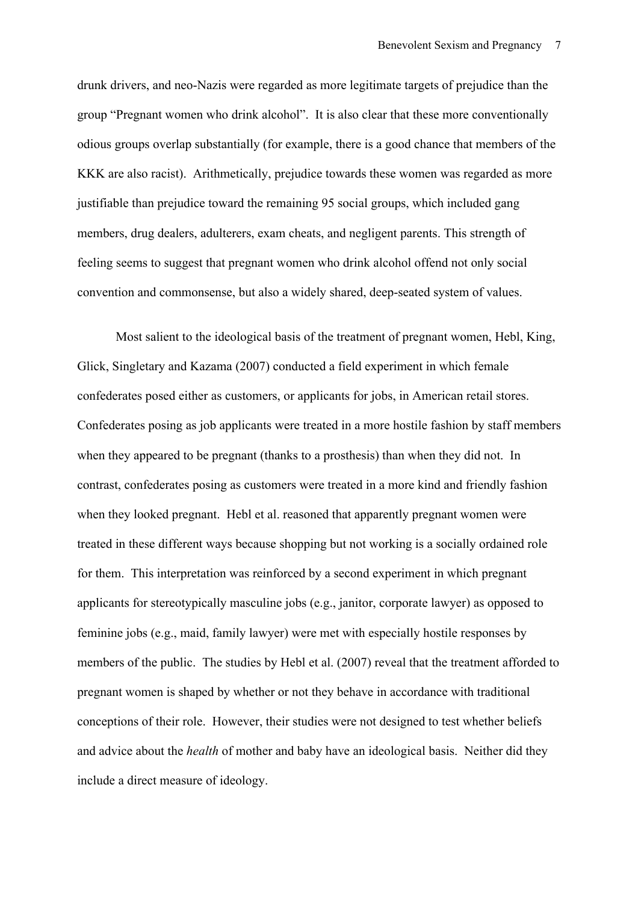drunk drivers, and neo-Nazis were regarded as more legitimate targets of prejudice than the group "Pregnant women who drink alcohol". It is also clear that these more conventionally odious groups overlap substantially (for example, there is a good chance that members of the KKK are also racist). Arithmetically, prejudice towards these women was regarded as more justifiable than prejudice toward the remaining 95 social groups, which included gang members, drug dealers, adulterers, exam cheats, and negligent parents. This strength of feeling seems to suggest that pregnant women who drink alcohol offend not only social convention and commonsense, but also a widely shared, deep-seated system of values.

Most salient to the ideological basis of the treatment of pregnant women, Hebl, King, Glick, Singletary and Kazama (2007) conducted a field experiment in which female confederates posed either as customers, or applicants for jobs, in American retail stores. Confederates posing as job applicants were treated in a more hostile fashion by staff members when they appeared to be pregnant (thanks to a prosthesis) than when they did not. In contrast, confederates posing as customers were treated in a more kind and friendly fashion when they looked pregnant. Hebl et al. reasoned that apparently pregnant women were treated in these different ways because shopping but not working is a socially ordained role for them. This interpretation was reinforced by a second experiment in which pregnant applicants for stereotypically masculine jobs (e.g., janitor, corporate lawyer) as opposed to feminine jobs (e.g., maid, family lawyer) were met with especially hostile responses by members of the public. The studies by Hebl et al. (2007) reveal that the treatment afforded to pregnant women is shaped by whether or not they behave in accordance with traditional conceptions of their role. However, their studies were not designed to test whether beliefs and advice about the *health* of mother and baby have an ideological basis. Neither did they include a direct measure of ideology.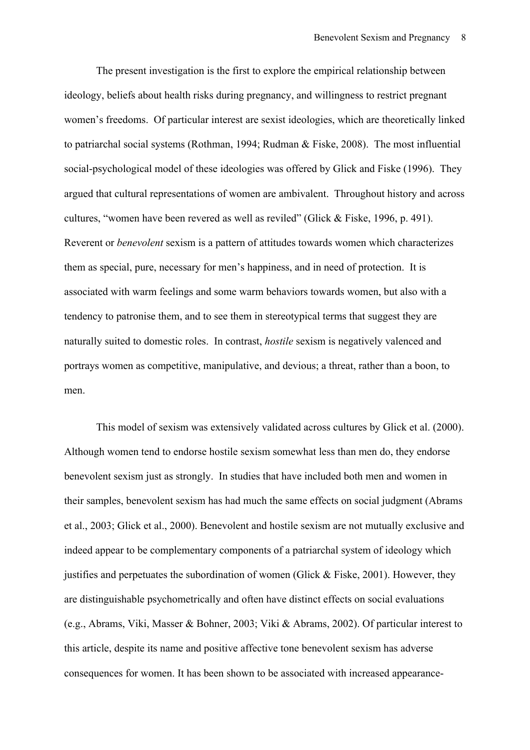The present investigation is the first to explore the empirical relationship between ideology, beliefs about health risks during pregnancy, and willingness to restrict pregnant women's freedoms. Of particular interest are sexist ideologies, which are theoretically linked to patriarchal social systems (Rothman, 1994; Rudman & Fiske, 2008). The most influential social-psychological model of these ideologies was offered by Glick and Fiske (1996). They argued that cultural representations of women are ambivalent. Throughout history and across cultures, "women have been revered as well as reviled" (Glick & Fiske, 1996, p. 491). Reverent or *benevolent* sexism is a pattern of attitudes towards women which characterizes them as special, pure, necessary for men's happiness, and in need of protection. It is associated with warm feelings and some warm behaviors towards women, but also with a tendency to patronise them, and to see them in stereotypical terms that suggest they are naturally suited to domestic roles. In contrast, *hostile* sexism is negatively valenced and portrays women as competitive, manipulative, and devious; a threat, rather than a boon, to men.

This model of sexism was extensively validated across cultures by Glick et al. (2000). Although women tend to endorse hostile sexism somewhat less than men do, they endorse benevolent sexism just as strongly. In studies that have included both men and women in their samples, benevolent sexism has had much the same effects on social judgment (Abrams et al., 2003; Glick et al., 2000). Benevolent and hostile sexism are not mutually exclusive and indeed appear to be complementary components of a patriarchal system of ideology which justifies and perpetuates the subordination of women (Glick & Fiske, 2001). However, they are distinguishable psychometrically and often have distinct effects on social evaluations (e.g., Abrams, Viki, Masser & Bohner, 2003; Viki & Abrams, 2002). Of particular interest to this article, despite its name and positive affective tone benevolent sexism has adverse consequences for women. It has been shown to be associated with increased appearance-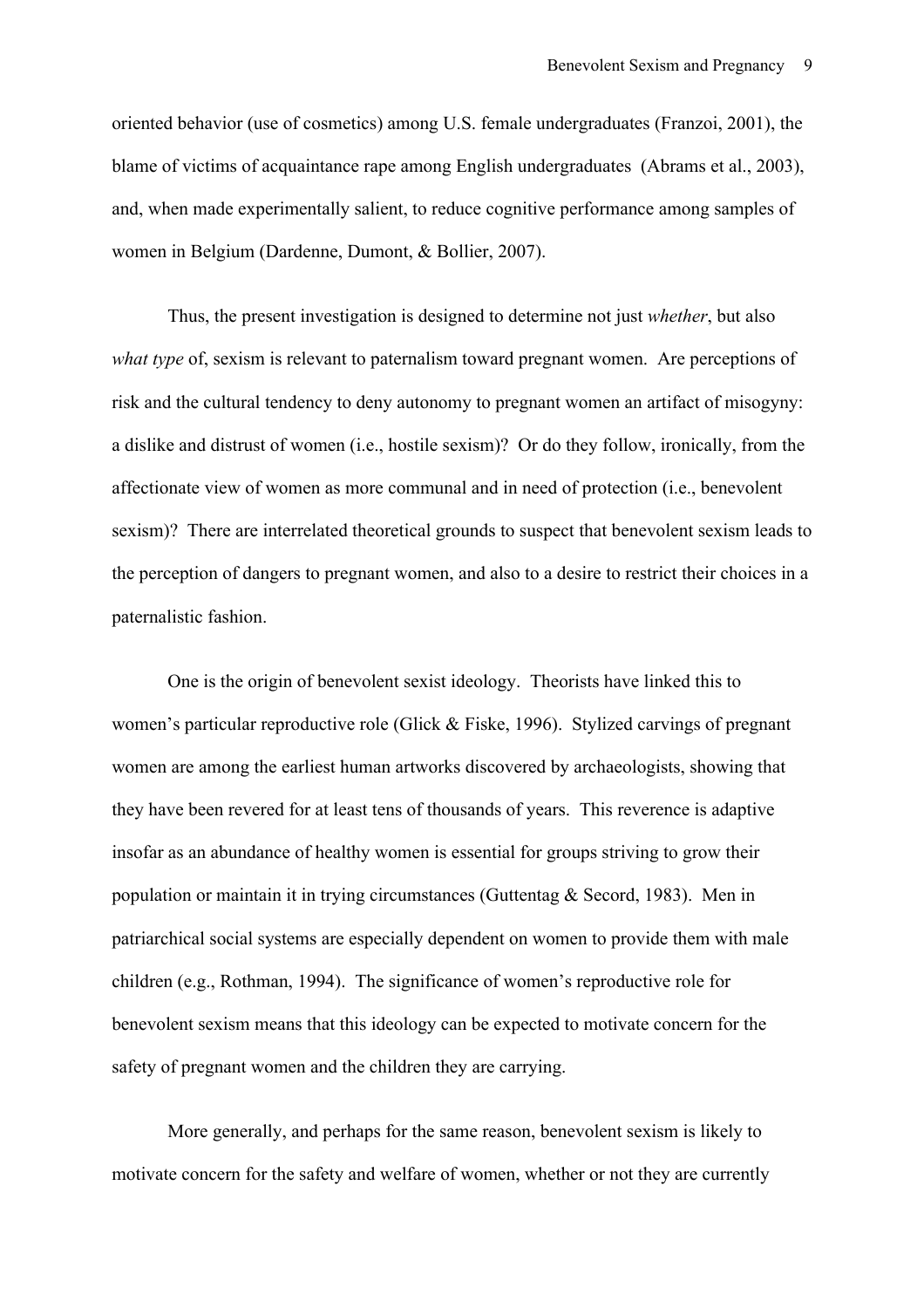oriented behavior (use of cosmetics) among U.S. female undergraduates (Franzoi, 2001), the blame of victims of acquaintance rape among English undergraduates (Abrams et al., 2003), and, when made experimentally salient, to reduce cognitive performance among samples of women in Belgium (Dardenne, Dumont, & Bollier, 2007).

Thus, the present investigation is designed to determine not just *whether*, but also *what type* of, sexism is relevant to paternalism toward pregnant women. Are perceptions of risk and the cultural tendency to deny autonomy to pregnant women an artifact of misogyny: a dislike and distrust of women (i.e., hostile sexism)? Or do they follow, ironically, from the affectionate view of women as more communal and in need of protection (i.e., benevolent sexism)? There are interrelated theoretical grounds to suspect that benevolent sexism leads to the perception of dangers to pregnant women, and also to a desire to restrict their choices in a paternalistic fashion.

One is the origin of benevolent sexist ideology. Theorists have linked this to women's particular reproductive role (Glick & Fiske, 1996). Stylized carvings of pregnant women are among the earliest human artworks discovered by archaeologists, showing that they have been revered for at least tens of thousands of years. This reverence is adaptive insofar as an abundance of healthy women is essential for groups striving to grow their population or maintain it in trying circumstances (Guttentag & Secord, 1983). Men in patriarchical social systems are especially dependent on women to provide them with male children (e.g., Rothman, 1994). The significance of women's reproductive role for benevolent sexism means that this ideology can be expected to motivate concern for the safety of pregnant women and the children they are carrying.

More generally, and perhaps for the same reason, benevolent sexism is likely to motivate concern for the safety and welfare of women, whether or not they are currently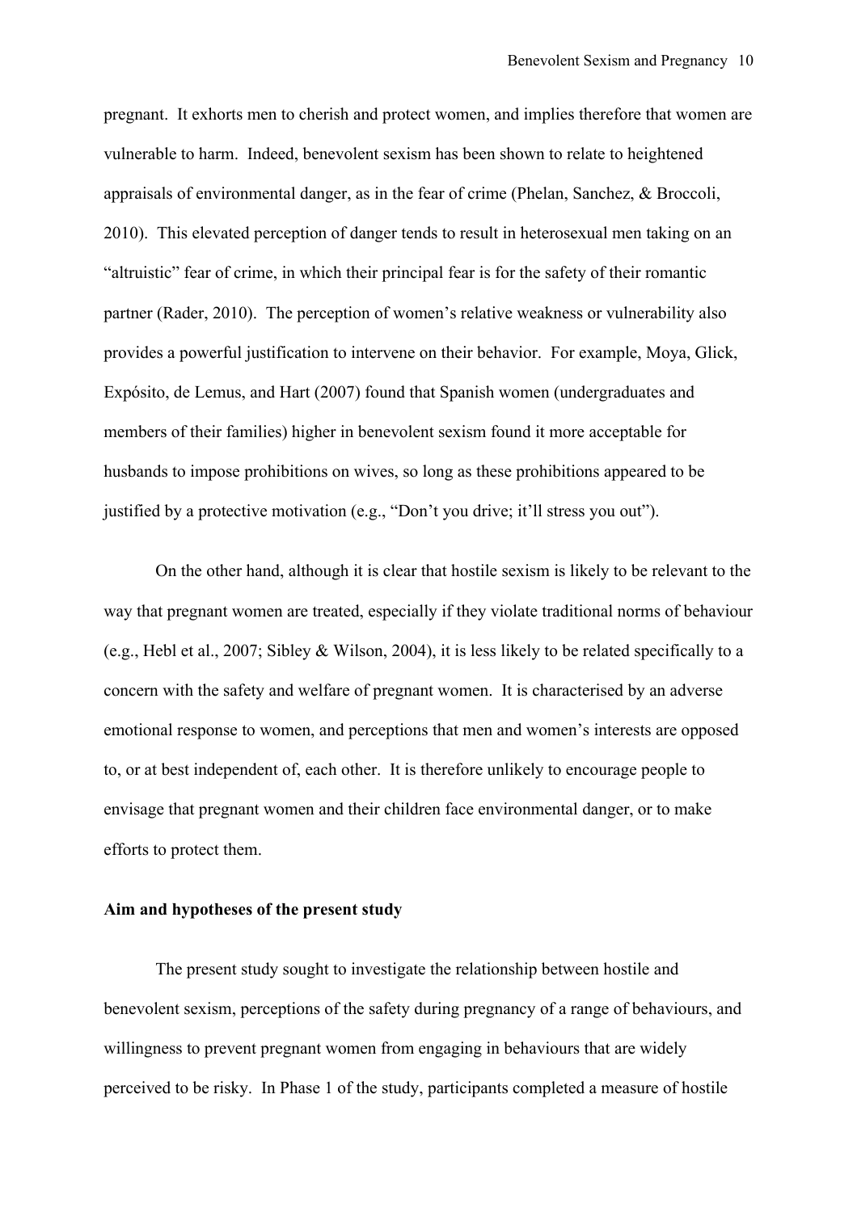pregnant. It exhorts men to cherish and protect women, and implies therefore that women are vulnerable to harm. Indeed, benevolent sexism has been shown to relate to heightened appraisals of environmental danger, as in the fear of crime (Phelan, Sanchez, & Broccoli, 2010). This elevated perception of danger tends to result in heterosexual men taking on an "altruistic" fear of crime, in which their principal fear is for the safety of their romantic partner (Rader, 2010). The perception of women's relative weakness or vulnerability also provides a powerful justification to intervene on their behavior. For example, Moya, Glick, Expósito, de Lemus, and Hart (2007) found that Spanish women (undergraduates and members of their families) higher in benevolent sexism found it more acceptable for husbands to impose prohibitions on wives, so long as these prohibitions appeared to be justified by a protective motivation (e.g., "Don't you drive; it'll stress you out").

On the other hand, although it is clear that hostile sexism is likely to be relevant to the way that pregnant women are treated, especially if they violate traditional norms of behaviour (e.g., Hebl et al., 2007; Sibley & Wilson, 2004), it is less likely to be related specifically to a concern with the safety and welfare of pregnant women. It is characterised by an adverse emotional response to women, and perceptions that men and women's interests are opposed to, or at best independent of, each other. It is therefore unlikely to encourage people to envisage that pregnant women and their children face environmental danger, or to make efforts to protect them.

**Aim and hypotheses of the present study**

The present study sought to investigate the relationship between hostile and benevolent sexism, perceptions of the safety during pregnancy of a range of behaviours, and willingness to prevent pregnant women from engaging in behaviours that are widely perceived to be risky. In Phase 1 of the study, participants completed a measure of hostile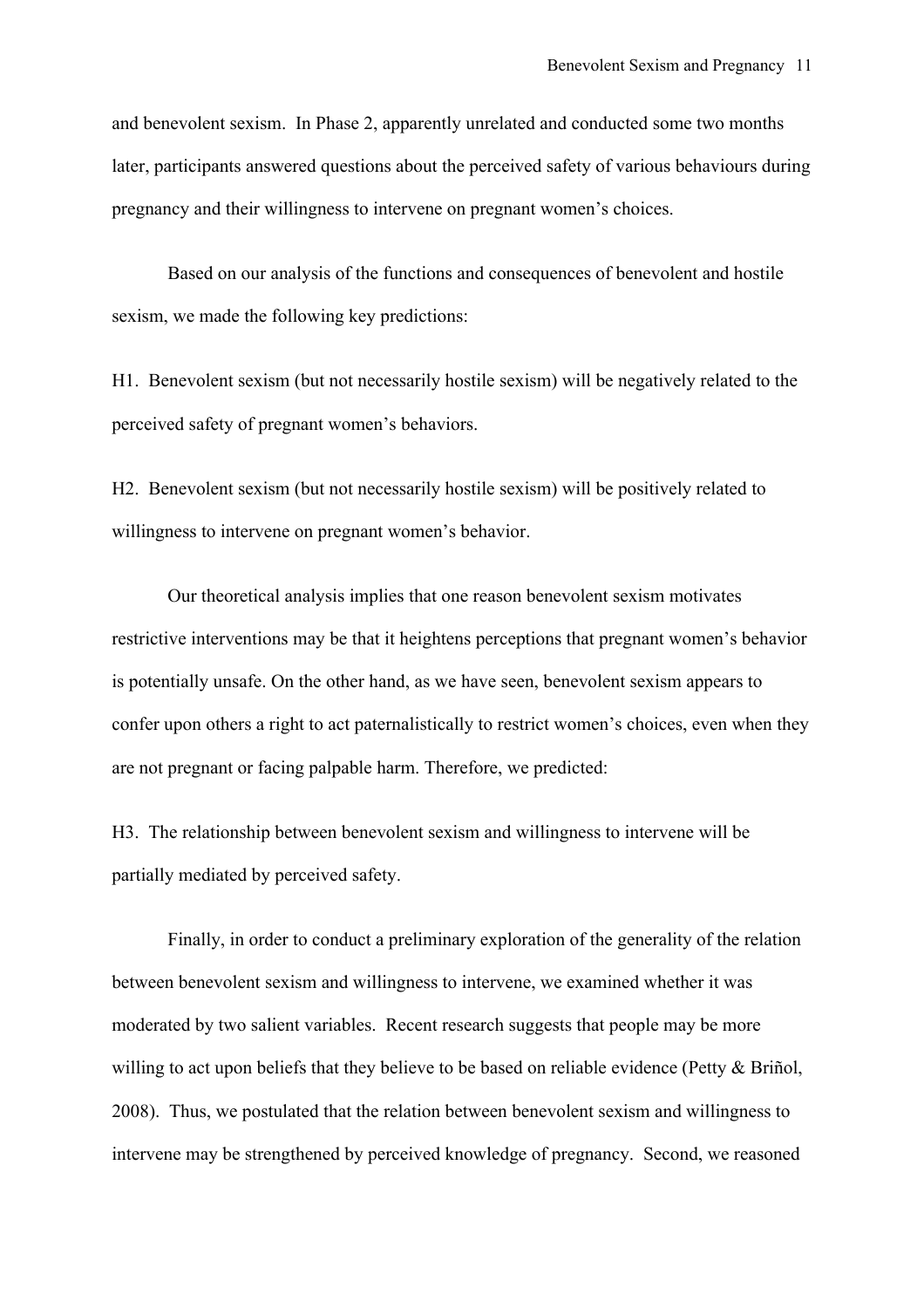and benevolent sexism. In Phase 2, apparently unrelated and conducted some two months later, participants answered questions about the perceived safety of various behaviours during pregnancy and their willingness to intervene on pregnant women's choices.

Based on our analysis of the functions and consequences of benevolent and hostile sexism, we made the following key predictions:

H1. Benevolent sexism (but not necessarily hostile sexism) will be negatively related to the perceived safety of pregnant women's behaviors.

H2. Benevolent sexism (but not necessarily hostile sexism) will be positively related to willingness to intervene on pregnant women's behavior.

Our theoretical analysis implies that one reason benevolent sexism motivates restrictive interventions may be that it heightens perceptions that pregnant women's behavior is potentially unsafe. On the other hand, as we have seen, benevolent sexism appears to confer upon others a right to act paternalistically to restrict women's choices, even when they are not pregnant or facing palpable harm. Therefore, we predicted:

H3. The relationship between benevolent sexism and willingness to intervene will be partially mediated by perceived safety.

Finally, in order to conduct a preliminary exploration of the generality of the relation between benevolent sexism and willingness to intervene, we examined whether it was moderated by two salient variables. Recent research suggests that people may be more willing to act upon beliefs that they believe to be based on reliable evidence (Petty & Briñol, 2008). Thus, we postulated that the relation between benevolent sexism and willingness to intervene may be strengthened by perceived knowledge of pregnancy. Second, we reasoned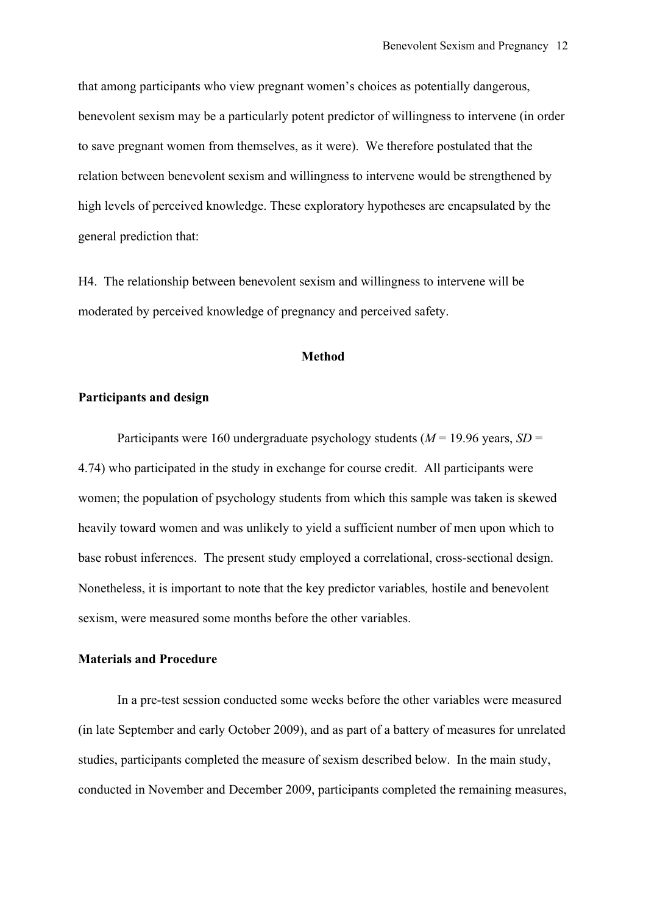that among participants who view pregnant women's choices as potentially dangerous, benevolent sexism may be a particularly potent predictor of willingness to intervene (in order to save pregnant women from themselves, as it were). We therefore postulated that the relation between benevolent sexism and willingness to intervene would be strengthened by high levels of perceived knowledge. These exploratory hypotheses are encapsulated by the general prediction that:

H4. The relationship between benevolent sexism and willingness to intervene will be moderated by perceived knowledge of pregnancy and perceived safety.

## Method

### Participants and design

Participants were 160 undergraduate psychology students (*M* = 19.96 years, *SD* = 4.74) who participated in the study in exchange for course credit. All participants were women; the population of psychology students from which this sample was taken is skewed heavily toward women and was unlikely to yield a sufficient number of men upon which to base robust inferences. The present study employed a correlational, cross-sectional design. Nonetheless, it is important to note that the key predictor variables*,* hostile and benevolent sexism, were measured some months before the other variables.

### Materials and Procedure

In a pre-test session conducted some weeks before the other variables were measured (in late September and early October 2009), and as part of a battery of measures for unrelated studies, participants completed the measure of sexism described below. In the main study, conducted in November and December 2009, participants completed the remaining measures,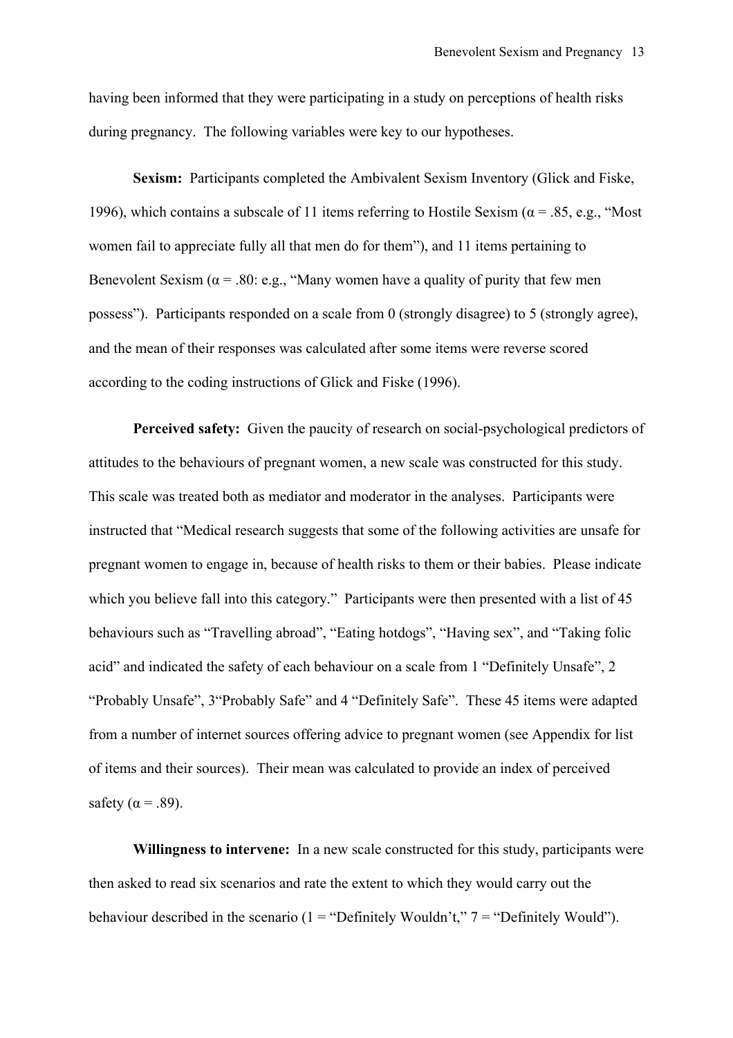having been informed that they were participating in a study on perceptions of health risks during pregnancy. The following variables were key to our hypotheses.

**Sexism:** Participants completed the Ambivalent Sexism Inventory (Glick and Fiske, 1996), which contains a subscale of 11 items referring to Hostile Sexism (α = .85, e.g., "Most women fail to appreciate fully all that men do for them"), and 11 items pertaining to Benevolent Sexism (α = .80: e.g., "Many women have a quality of purity that few men possess"). Participants responded on a scale from 0 (strongly disagree) to 5 (strongly agree), and the mean of their responses was calculated after some items were reverse scored according to the coding instructions of Glick and Fiske (1996).

**Perceived safety:** Given the paucity of research on social-psychological predictors of attitudes to the behaviours of pregnant women, a new scale was constructed for this study. This scale was treated both as mediator and moderator in the analyses. Participants were instructed that "Medical research suggests that some of the following activities are unsafe for pregnant women to engage in, because of health risks to them or their babies. Please indicate which you believe fall into this category." Participants were then presented with a list of 45 behaviours such as "Travelling abroad", "Eating hotdogs", "Having sex", and "Taking folic acid" and indicated the safety of each behaviour on a scale from 1 "Definitely Unsafe", 2 "Probably Unsafe", 3"Probably Safe" and 4 "Definitely Safe". These 45 items were adapted from a number of internet sources offering advice to pregnant women (see Appendix for list of items and their sources). Their mean was calculated to provide an index of perceived safety (α = .89).

**Willingness to intervene:** In a new scale constructed for this study, participants were then asked to read six scenarios and rate the extent to which they would carry out the behaviour described in the scenario (1 = "Definitely Wouldn't," 7 = "Definitely Would").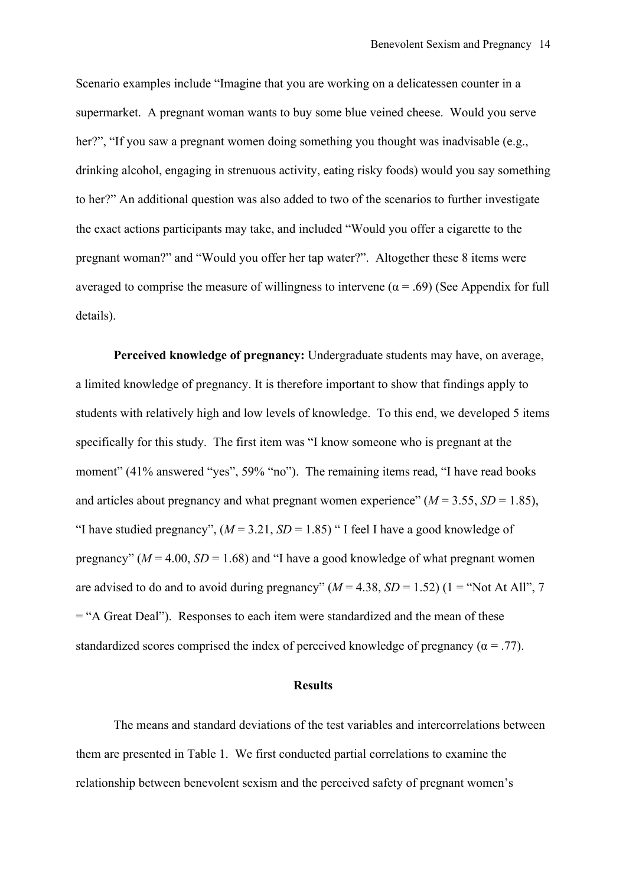Scenario examples include "Imagine that you are working on a delicatessen counter in a supermarket. A pregnant woman wants to buy some blue veined cheese. Would you serve her?", "If you saw a pregnant women doing something you thought was inadvisable (e.g., drinking alcohol, engaging in strenuous activity, eating risky foods) would you say something to her?" An additional question was also added to two of the scenarios to further investigate the exact actions participants may take, and included "Would you offer a cigarette to the pregnant woman?" and "Would you offer her tap water?". Altogether these 8 items were averaged to comprise the measure of willingness to intervene ($\alpha = .69$) (See Appendix for full details).

**Perceived knowledge of pregnancy:** Undergraduate students may have, on average, a limited knowledge of pregnancy. It is therefore important to show that findings apply to students with relatively high and low levels of knowledge. To this end, we developed 5 items specifically for this study. The first item was "I know someone who is pregnant at the moment" (41% answered "yes", 59% "no"). The remaining items read, "I have read books and articles about pregnancy and what pregnant women experience" ($M = 3.55$, $SD = 1.85$), "I have studied pregnancy", ($M = 3.21$, $SD = 1.85$) " I feel I have a good knowledge of pregnancy" ($M = 4.00$, $SD = 1.68$) and "I have a good knowledge of what pregnant women are advised to do and to avoid during pregnancy" ($M = 4.38$, $SD = 1.52$) (1 = "Not At All", 7 = "A Great Deal"). Responses to each item were standardized and the mean of these standardized scores comprised the index of perceived knowledge of pregnancy ($\alpha = .77$).

## Results

The means and standard deviations of the test variables and intercorrelations between them are presented in Table 1. We first conducted partial correlations to examine the relationship between benevolent sexism and the perceived safety of pregnant women's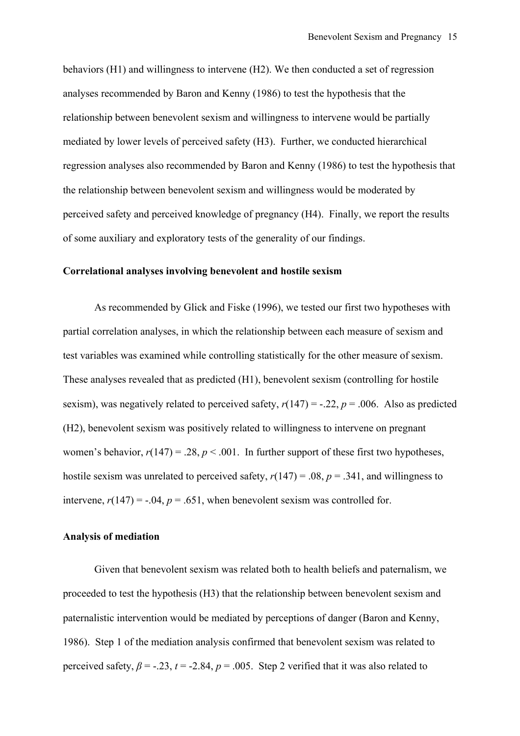behaviors (H1) and willingness to intervene (H2). We then conducted a set of regression analyses recommended by Baron and Kenny (1986) to test the hypothesis that the relationship between benevolent sexism and willingness to intervene would be partially mediated by lower levels of perceived safety (H3). Further, we conducted hierarchical regression analyses also recommended by Baron and Kenny (1986) to test the hypothesis that the relationship between benevolent sexism and willingness would be moderated by perceived safety and perceived knowledge of pregnancy (H4). Finally, we report the results of some auxiliary and exploratory tests of the generality of our findings.

**Correlational analyses involving benevolent and hostile sexism**

As recommended by Glick and Fiske (1996), we tested our first two hypotheses with partial correlation analyses, in which the relationship between each measure of sexism and test variables was examined while controlling statistically for the other measure of sexism. These analyses revealed that as predicted (H1), benevolent sexism (controlling for hostile sexism), was negatively related to perceived safety, $r(147) = -.22$, $p = .006$. Also as predicted (H2), benevolent sexism was positively related to willingness to intervene on pregnant women's behavior, $r(147) = .28$, $p < .001$. In further support of these first two hypotheses, hostile sexism was unrelated to perceived safety, $r(147) = .08$, $p = .341$, and willingness to intervene, $r(147) = -.04$, $p = .651$, when benevolent sexism was controlled for.

**Analysis of mediation**

Given that benevolent sexism was related both to health beliefs and paternalism, we proceeded to test the hypothesis (H3) that the relationship between benevolent sexism and paternalistic intervention would be mediated by perceptions of danger (Baron and Kenny, 1986). Step 1 of the mediation analysis confirmed that benevolent sexism was related to perceived safety, $\beta = -.23$, $t = -2.84$, $p = .005$. Step 2 verified that it was also related to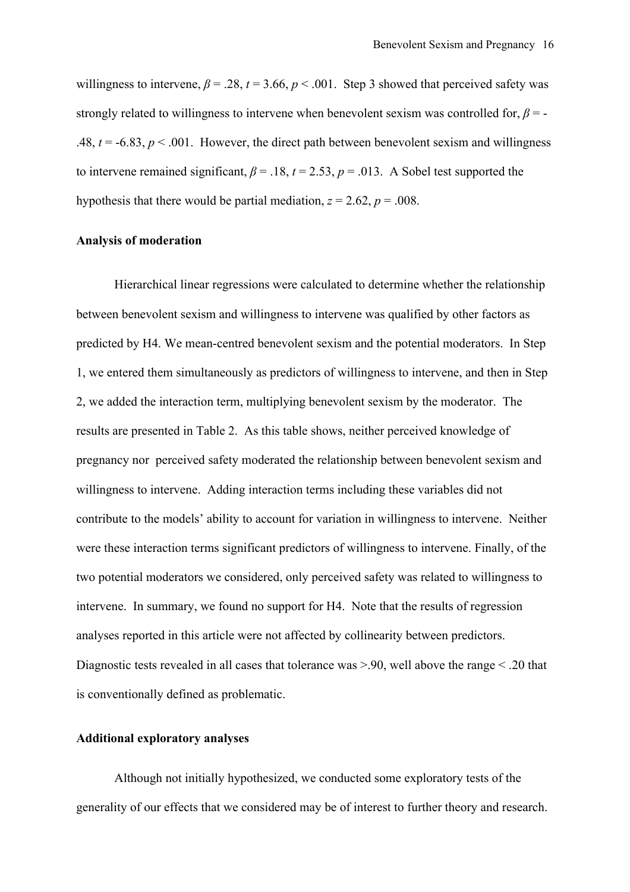willingness to intervene, $\beta = .28$, $t = 3.66$, $p < .001$. Step 3 showed that perceived safety was strongly related to willingness to intervene when benevolent sexism was controlled for, $\beta = -.48$, $t = -6.83$, $p < .001$. However, the direct path between benevolent sexism and willingness to intervene remained significant, $\beta = .18$, $t = 2.53$, $p = .013$. A Sobel test supported the hypothesis that there would be partial mediation, $z = 2.62$, $p = .008$.

**Analysis of moderation**

Hierarchical linear regressions were calculated to determine whether the relationship between benevolent sexism and willingness to intervene was qualified by other factors as predicted by H4. We mean-centred benevolent sexism and the potential moderators. In Step 1, we entered them simultaneously as predictors of willingness to intervene, and then in Step 2, we added the interaction term, multiplying benevolent sexism by the moderator. The results are presented in Table 2. As this table shows, neither perceived knowledge of pregnancy nor perceived safety moderated the relationship between benevolent sexism and willingness to intervene. Adding interaction terms including these variables did not contribute to the models' ability to account for variation in willingness to intervene. Neither were these interaction terms significant predictors of willingness to intervene. Finally, of the two potential moderators we considered, only perceived safety was related to willingness to intervene. In summary, we found no support for H4. Note that the results of regression analyses reported in this article were not affected by collinearity between predictors. Diagnostic tests revealed in all cases that tolerance was >.90, well above the range < .20 that is conventionally defined as problematic.

**Additional exploratory analyses**

Although not initially hypothesized, we conducted some exploratory tests of the generality of our effects that we considered may be of interest to further theory and research.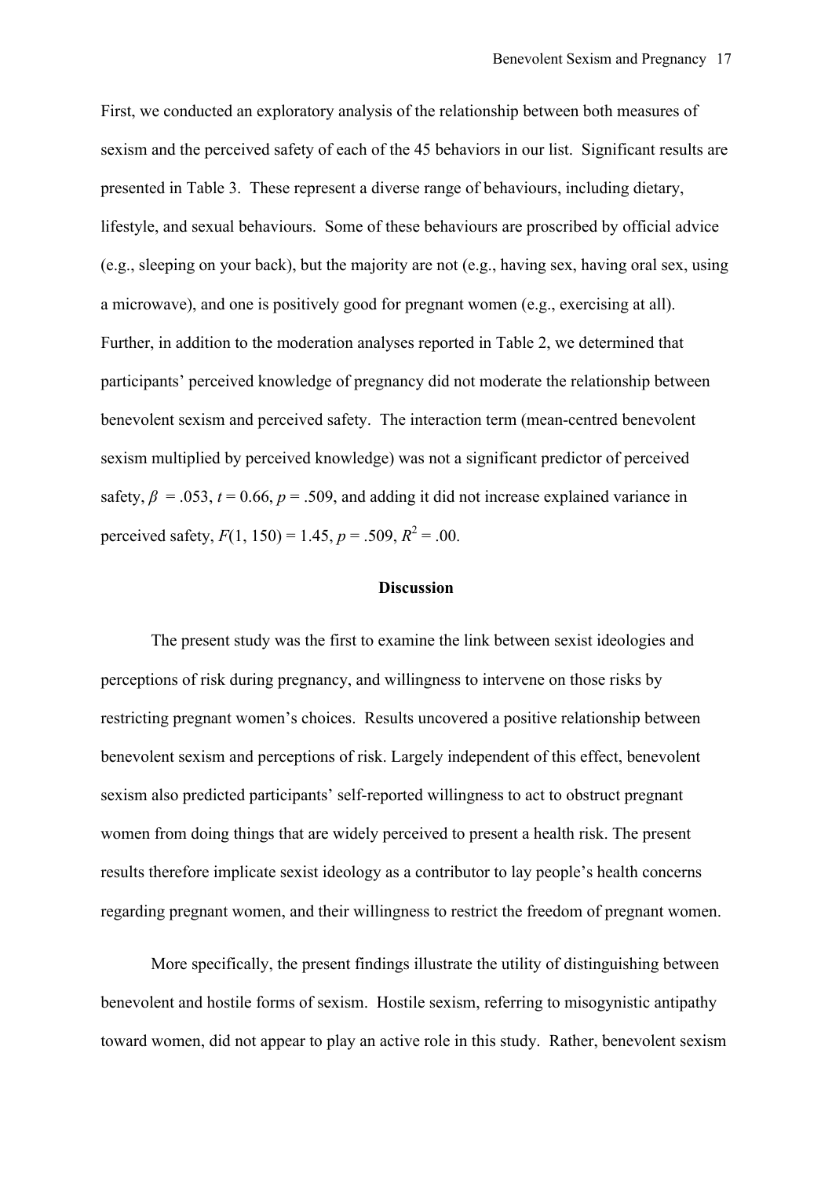First, we conducted an exploratory analysis of the relationship between both measures of sexism and the perceived safety of each of the 45 behaviors in our list. Significant results are presented in Table 3. These represent a diverse range of behaviours, including dietary, lifestyle, and sexual behaviours. Some of these behaviours are proscribed by official advice (e.g., sleeping on your back), but the majority are not (e.g., having sex, having oral sex, using a microwave), and one is positively good for pregnant women (e.g., exercising at all). Further, in addition to the moderation analyses reported in Table 2, we determined that participants' perceived knowledge of pregnancy did not moderate the relationship between benevolent sexism and perceived safety. The interaction term (mean-centred benevolent sexism multiplied by perceived knowledge) was not a significant predictor of perceived safety, $\beta = .053$, $t = 0.66$, $p = .509$, and adding it did not increase explained variance in perceived safety, $F(1, 150) = 1.45$, $p = .509$, $R^2 = .00$.

## Discussion

The present study was the first to examine the link between sexist ideologies and perceptions of risk during pregnancy, and willingness to intervene on those risks by restricting pregnant women's choices. Results uncovered a positive relationship between benevolent sexism and perceptions of risk. Largely independent of this effect, benevolent sexism also predicted participants' self-reported willingness to act to obstruct pregnant women from doing things that are widely perceived to present a health risk. The present results therefore implicate sexist ideology as a contributor to lay people's health concerns regarding pregnant women, and their willingness to restrict the freedom of pregnant women.

More specifically, the present findings illustrate the utility of distinguishing between benevolent and hostile forms of sexism. Hostile sexism, referring to misogynistic antipathy toward women, did not appear to play an active role in this study. Rather, benevolent sexism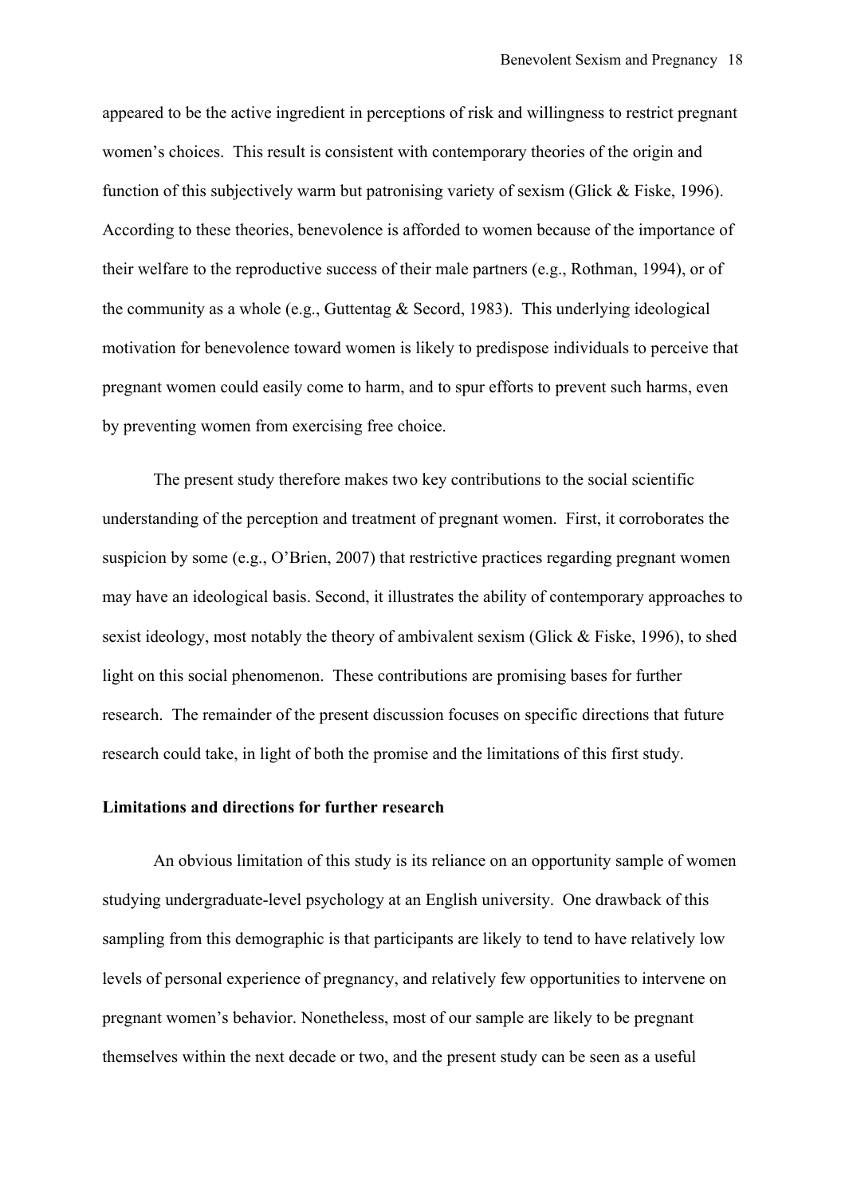appeared to be the active ingredient in perceptions of risk and willingness to restrict pregnant women's choices. This result is consistent with contemporary theories of the origin and function of this subjectively warm but patronising variety of sexism (Glick & Fiske, 1996). According to these theories, benevolence is afforded to women because of the importance of their welfare to the reproductive success of their male partners (e.g., Rothman, 1994), or of the community as a whole (e.g., Guttentag & Secord, 1983). This underlying ideological motivation for benevolence toward women is likely to predispose individuals to perceive that pregnant women could easily come to harm, and to spur efforts to prevent such harms, even by preventing women from exercising free choice.

The present study therefore makes two key contributions to the social scientific understanding of the perception and treatment of pregnant women. First, it corroborates the suspicion by some (e.g., O'Brien, 2007) that restrictive practices regarding pregnant women may have an ideological basis. Second, it illustrates the ability of contemporary approaches to sexist ideology, most notably the theory of ambivalent sexism (Glick & Fiske, 1996), to shed light on this social phenomenon. These contributions are promising bases for further research. The remainder of the present discussion focuses on specific directions that future research could take, in light of both the promise and the limitations of this first study.

**Limitations and directions for further research**

An obvious limitation of this study is its reliance on an opportunity sample of women studying undergraduate-level psychology at an English university. One drawback of this sampling from this demographic is that participants are likely to tend to have relatively low levels of personal experience of pregnancy, and relatively few opportunities to intervene on pregnant women's behavior. Nonetheless, most of our sample are likely to be pregnant themselves within the next decade or two, and the present study can be seen as a useful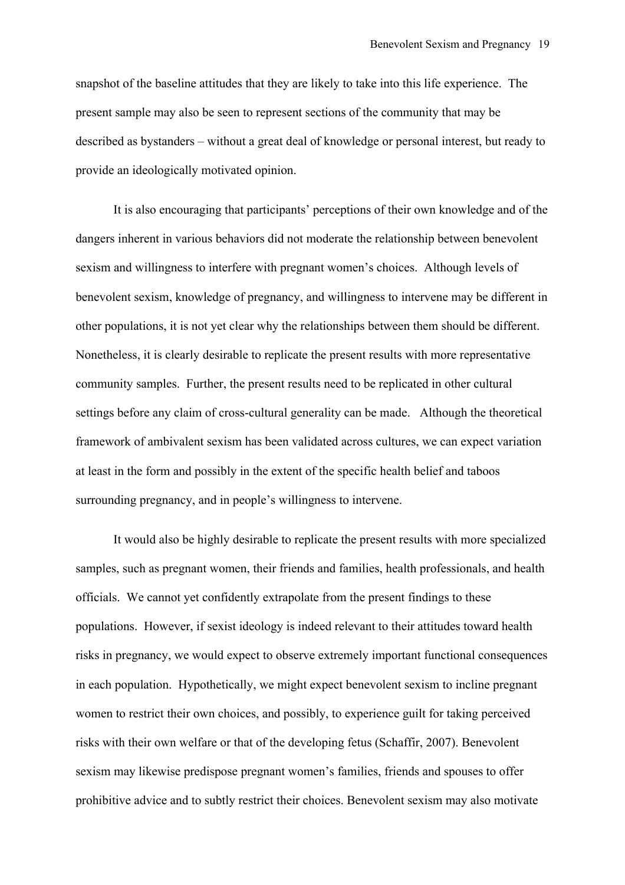snapshot of the baseline attitudes that they are likely to take into this life experience. The present sample may also be seen to represent sections of the community that may be described as bystanders – without a great deal of knowledge or personal interest, but ready to provide an ideologically motivated opinion.

It is also encouraging that participants' perceptions of their own knowledge and of the dangers inherent in various behaviors did not moderate the relationship between benevolent sexism and willingness to interfere with pregnant women's choices. Although levels of benevolent sexism, knowledge of pregnancy, and willingness to intervene may be different in other populations, it is not yet clear why the relationships between them should be different. Nonetheless, it is clearly desirable to replicate the present results with more representative community samples. Further, the present results need to be replicated in other cultural settings before any claim of cross-cultural generality can be made. Although the theoretical framework of ambivalent sexism has been validated across cultures, we can expect variation at least in the form and possibly in the extent of the specific health belief and taboos surrounding pregnancy, and in people's willingness to intervene.

It would also be highly desirable to replicate the present results with more specialized samples, such as pregnant women, their friends and families, health professionals, and health officials. We cannot yet confidently extrapolate from the present findings to these populations. However, if sexist ideology is indeed relevant to their attitudes toward health risks in pregnancy, we would expect to observe extremely important functional consequences in each population. Hypothetically, we might expect benevolent sexism to incline pregnant women to restrict their own choices, and possibly, to experience guilt for taking perceived risks with their own welfare or that of the developing fetus (Schaffir, 2007). Benevolent sexism may likewise predispose pregnant women's families, friends and spouses to offer prohibitive advice and to subtly restrict their choices. Benevolent sexism may also motivate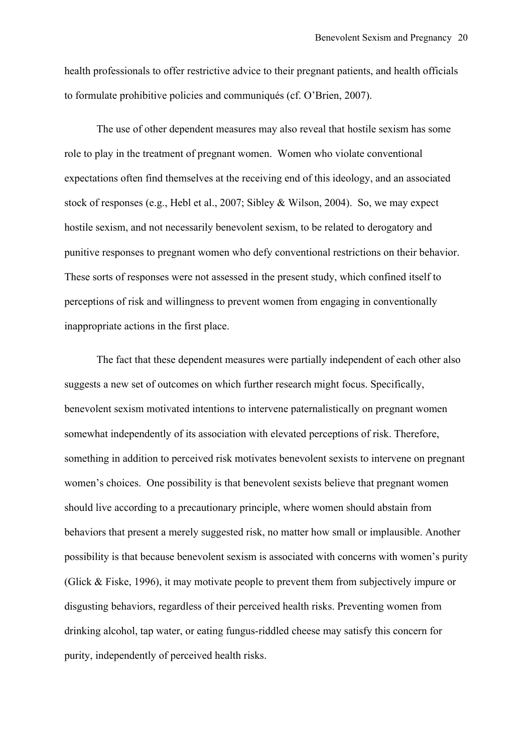health professionals to offer restrictive advice to their pregnant patients, and health officials to formulate prohibitive policies and communiqués (cf. O'Brien, 2007).

The use of other dependent measures may also reveal that hostile sexism has some role to play in the treatment of pregnant women. Women who violate conventional expectations often find themselves at the receiving end of this ideology, and an associated stock of responses (e.g., Hebl et al., 2007; Sibley & Wilson, 2004). So, we may expect hostile sexism, and not necessarily benevolent sexism, to be related to derogatory and punitive responses to pregnant women who defy conventional restrictions on their behavior. These sorts of responses were not assessed in the present study, which confined itself to perceptions of risk and willingness to prevent women from engaging in conventionally inappropriate actions in the first place.

The fact that these dependent measures were partially independent of each other also suggests a new set of outcomes on which further research might focus. Specifically, benevolent sexism motivated intentions to intervene paternalistically on pregnant women somewhat independently of its association with elevated perceptions of risk. Therefore, something in addition to perceived risk motivates benevolent sexists to intervene on pregnant women's choices. One possibility is that benevolent sexists believe that pregnant women should live according to a precautionary principle, where women should abstain from behaviors that present a merely suggested risk, no matter how small or implausible. Another possibility is that because benevolent sexism is associated with concerns with women's purity (Glick & Fiske, 1996), it may motivate people to prevent them from subjectively impure or disgusting behaviors, regardless of their perceived health risks. Preventing women from drinking alcohol, tap water, or eating fungus-riddled cheese may satisfy this concern for purity, independently of perceived health risks.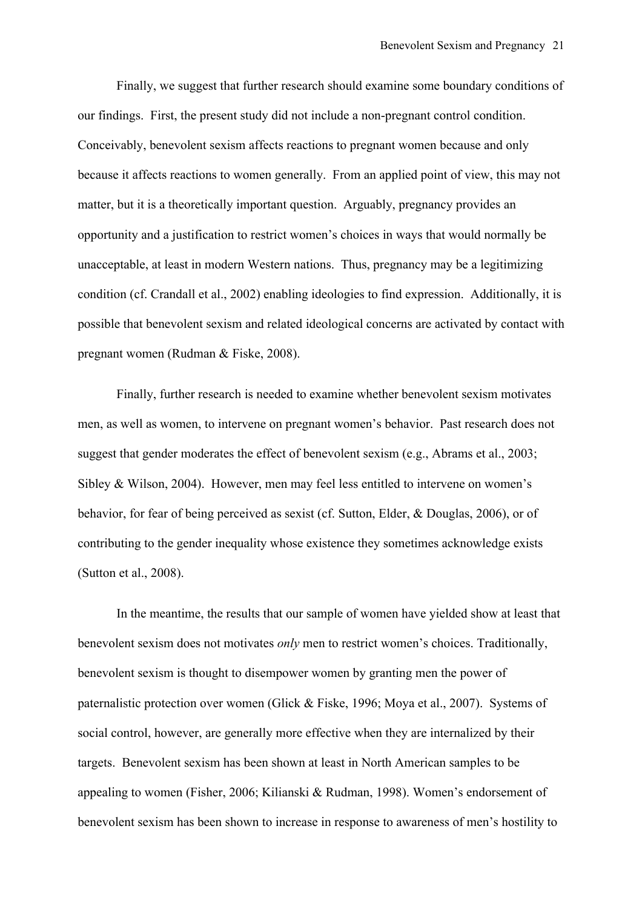Finally, we suggest that further research should examine some boundary conditions of our findings. First, the present study did not include a non-pregnant control condition. Conceivably, benevolent sexism affects reactions to pregnant women because and only because it affects reactions to women generally. From an applied point of view, this may not matter, but it is a theoretically important question. Arguably, pregnancy provides an opportunity and a justification to restrict women's choices in ways that would normally be unacceptable, at least in modern Western nations. Thus, pregnancy may be a legitimizing condition (cf. Crandall et al., 2002) enabling ideologies to find expression. Additionally, it is possible that benevolent sexism and related ideological concerns are activated by contact with pregnant women (Rudman & Fiske, 2008).

Finally, further research is needed to examine whether benevolent sexism motivates men, as well as women, to intervene on pregnant women's behavior. Past research does not suggest that gender moderates the effect of benevolent sexism (e.g., Abrams et al., 2003; Sibley & Wilson, 2004). However, men may feel less entitled to intervene on women's behavior, for fear of being perceived as sexist (cf. Sutton, Elder, & Douglas, 2006), or of contributing to the gender inequality whose existence they sometimes acknowledge exists (Sutton et al., 2008).

In the meantime, the results that our sample of women have yielded show at least that benevolent sexism does not motivates *only* men to restrict women's choices. Traditionally, benevolent sexism is thought to disempower women by granting men the power of paternalistic protection over women (Glick & Fiske, 1996; Moya et al., 2007). Systems of social control, however, are generally more effective when they are internalized by their targets. Benevolent sexism has been shown at least in North American samples to be appealing to women (Fisher, 2006; Kilianski & Rudman, 1998). Women's endorsement of benevolent sexism has been shown to increase in response to awareness of men's hostility to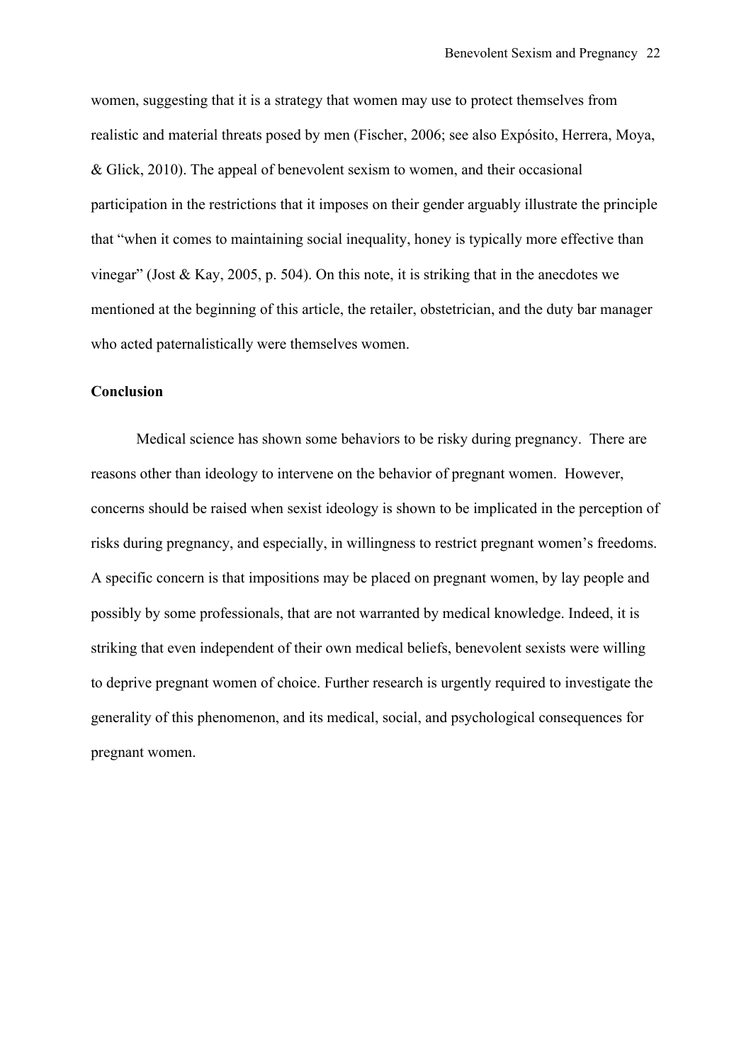women, suggesting that it is a strategy that women may use to protect themselves from realistic and material threats posed by men (Fischer, 2006; see also Expósito, Herrera, Moya, & Glick, 2010). The appeal of benevolent sexism to women, and their occasional participation in the restrictions that it imposes on their gender arguably illustrate the principle that "when it comes to maintaining social inequality, honey is typically more effective than vinegar" (Jost & Kay, 2005, p. 504). On this note, it is striking that in the anecdotes we mentioned at the beginning of this article, the retailer, obstetrician, and the duty bar manager who acted paternalistically were themselves women.

## Conclusion

Medical science has shown some behaviors to be risky during pregnancy. There are reasons other than ideology to intervene on the behavior of pregnant women. However, concerns should be raised when sexist ideology is shown to be implicated in the perception of risks during pregnancy, and especially, in willingness to restrict pregnant women's freedoms. A specific concern is that impositions may be placed on pregnant women, by lay people and possibly by some professionals, that are not warranted by medical knowledge. Indeed, it is striking that even independent of their own medical beliefs, benevolent sexists were willing to deprive pregnant women of choice. Further research is urgently required to investigate the generality of this phenomenon, and its medical, social, and psychological consequences for pregnant women.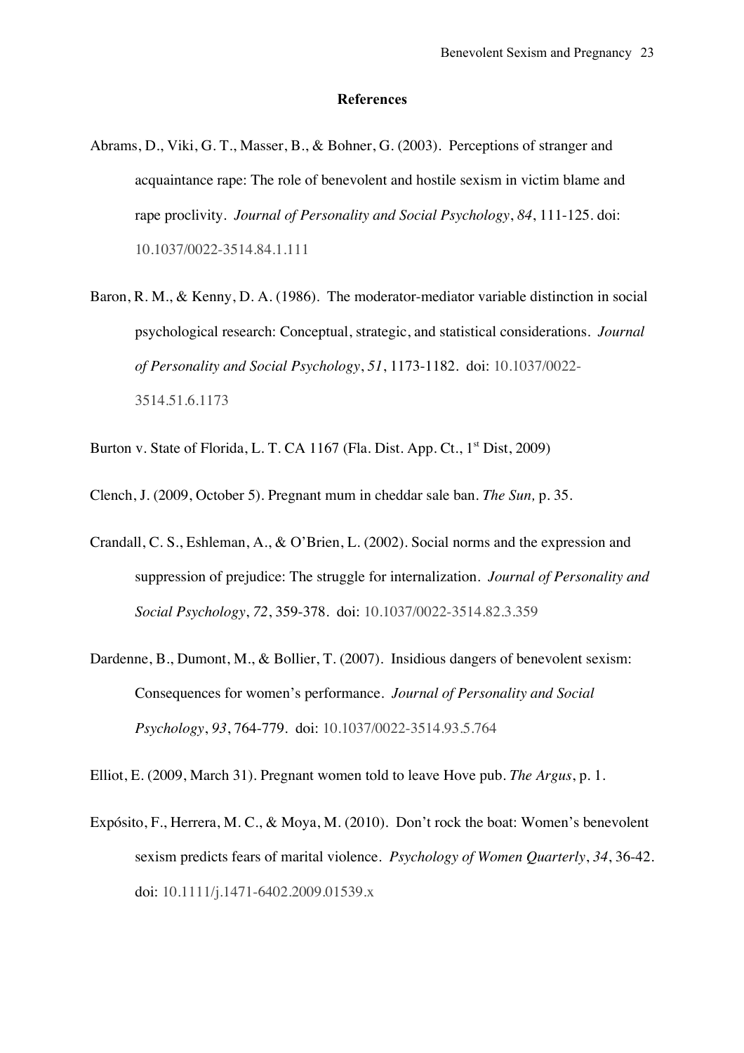**References**

Abrams, D., Viki, G. T., Masser, B., & Bohner, G. (2003). Perceptions of stranger and acquaintance rape: The role of benevolent and hostile sexism in victim blame and rape proclivity. *Journal of Personality and Social Psychology*, *84*, 111-125. doi: 10.1037/0022-3514.84.1.111

Baron, R. M., & Kenny, D. A. (1986). The moderator-mediator variable distinction in social psychological research: Conceptual, strategic, and statistical considerations. *Journal of Personality and Social Psychology*, *51*, 1173-1182. doi: 10.1037/0022-3514.51.6.1173

Burton v. State of Florida, L. T. CA 1167 (Fla. Dist. App. Ct., 1st Dist, 2009)

Clench, J. (2009, October 5). Pregnant mum in cheddar sale ban. *The Sun,* p. 35.

Crandall, C. S., Eshleman, A., & O'Brien, L. (2002). Social norms and the expression and suppression of prejudice: The struggle for internalization. *Journal of Personality and Social Psychology*, *72*, 359-378. doi: 10.1037/0022-3514.82.3.359

Dardenne, B., Dumont, M., & Bollier, T. (2007). Insidious dangers of benevolent sexism: Consequences for women's performance. *Journal of Personality and Social Psychology*, *93*, 764-779. doi: 10.1037/0022-3514.93.5.764

Elliot, E. (2009, March 31). Pregnant women told to leave Hove pub. *The Argus*, p. 1.

Expósito, F., Herrera, M. C., & Moya, M. (2010). Don't rock the boat: Women's benevolent sexism predicts fears of marital violence. *Psychology of Women Quarterly*, *34*, 36-42. doi: 10.1111/j.1471-6402.2009.01539.x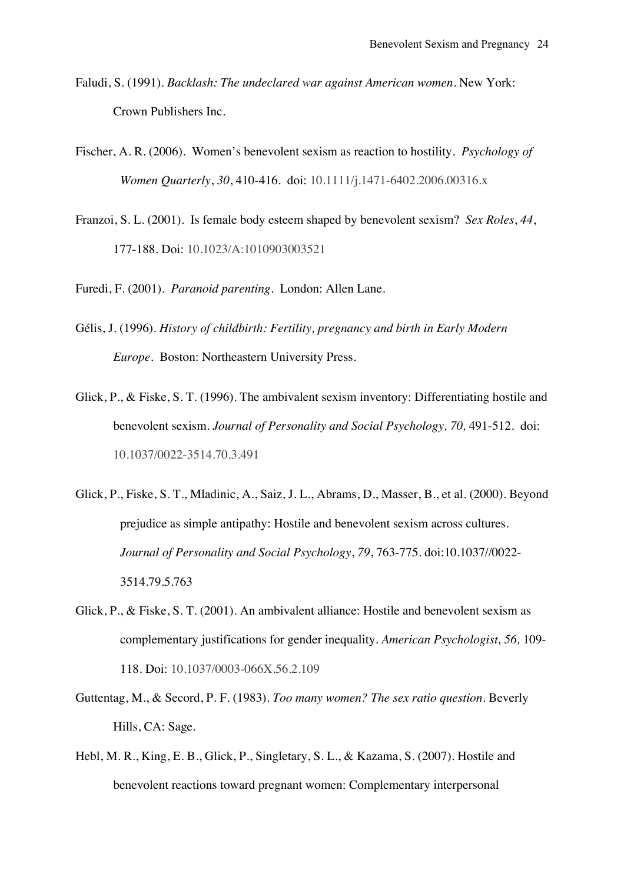Faludi, S. (1991). *Backlash: The undeclared war against American women*. New York: Crown Publishers Inc.

Fischer, A. R. (2006). Women's benevolent sexism as reaction to hostility. *Psychology of Women Quarterly*, *30*, 410-416. doi: 10.1111/j.1471-6402.2006.00316.x

Franzoi, S. L. (2001). Is female body esteem shaped by benevolent sexism? *Sex Roles*, *44*, 177-188. Doi: 10.1023/A:1010903003521

Furedi, F. (2001). *Paranoid parenting*. London: Allen Lane.

Gélis, J. (1996). *History of childbirth: Fertility, pregnancy and birth in Early Modern Europe*. Boston: Northeastern University Press.

Glick, P., & Fiske, S. T. (1996). The ambivalent sexism inventory: Differentiating hostile and benevolent sexism. *Journal of Personality and Social Psychology, 70,* 491-512. doi: 10.1037/0022-3514.70.3.491

Glick, P., Fiske, S. T., Mladinic, A., Saiz, J. L., Abrams, D., Masser, B., et al. (2000). Beyond prejudice as simple antipathy: Hostile and benevolent sexism across cultures. *Journal of Personality and Social Psychology*, *79*, 763-775. doi:10.1037//0022-3514.79.5.763

Glick, P., & Fiske, S. T. (2001). An ambivalent alliance: Hostile and benevolent sexism as complementary justifications for gender inequality. *American Psychologist, 56,* 109-118. Doi: 10.1037/0003-066X.56.2.109

Guttentag, M., & Secord, P. F. (1983). *Too many women? The sex ratio question*. Beverly Hills, CA: Sage.

Hebl, M. R., King, E. B., Glick, P., Singletary, S. L., & Kazama, S. (2007). Hostile and benevolent reactions toward pregnant women: Complementary interpersonal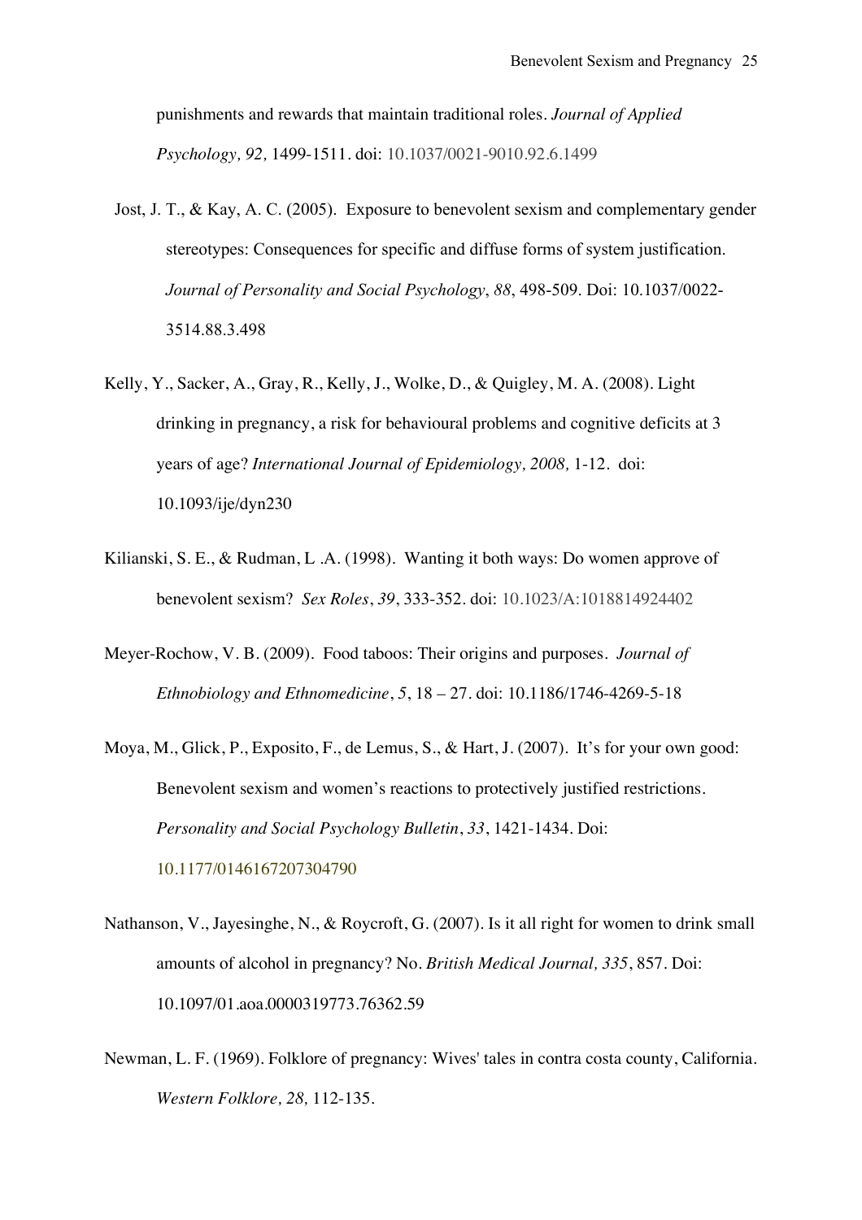punishments and rewards that maintain traditional roles. *Journal of Applied Psychology, 92,* 1499-1511. doi: 10.1037/0021-9010.92.6.1499

Jost, J. T., & Kay, A. C. (2005). Exposure to benevolent sexism and complementary gender stereotypes: Consequences for specific and diffuse forms of system justification. *Journal of Personality and Social Psychology*, *88*, 498-509. Doi: 10.1037/0022-3514.88.3.498

Kelly, Y., Sacker, A., Gray, R., Kelly, J., Wolke, D., & Quigley, M. A. (2008). Light drinking in pregnancy, a risk for behavioural problems and cognitive deficits at 3 years of age? *International Journal of Epidemiology, 2008,* 1-12. doi: 10.1093/ije/dyn230

Kilianski, S. E., & Rudman, L .A. (1998). Wanting it both ways: Do women approve of benevolent sexism? *Sex Roles*, *39*, 333-352. doi: 10.1023/A:1018814924402

Meyer-Rochow, V. B. (2009). Food taboos: Their origins and purposes. *Journal of Ethnobiology and Ethnomedicine*, *5*, 18 – 27. doi: 10.1186/1746-4269-5-18

Moya, M., Glick, P., Exposito, F., de Lemus, S., & Hart, J. (2007). It's for your own good: Benevolent sexism and women's reactions to protectively justified restrictions. *Personality and Social Psychology Bulletin*, *33*, 1421-1434. Doi: 10.1177/0146167207304790

Nathanson, V., Jayesinghe, N., & Roycroft, G. (2007). Is it all right for women to drink small amounts of alcohol in pregnancy? No. *British Medical Journal, 335*, 857. Doi: 10.1097/01.aoa.0000319773.76362.59

Newman, L. F. (1969). Folklore of pregnancy: Wives' tales in contra costa county, California. *Western Folklore, 28,* 112-135.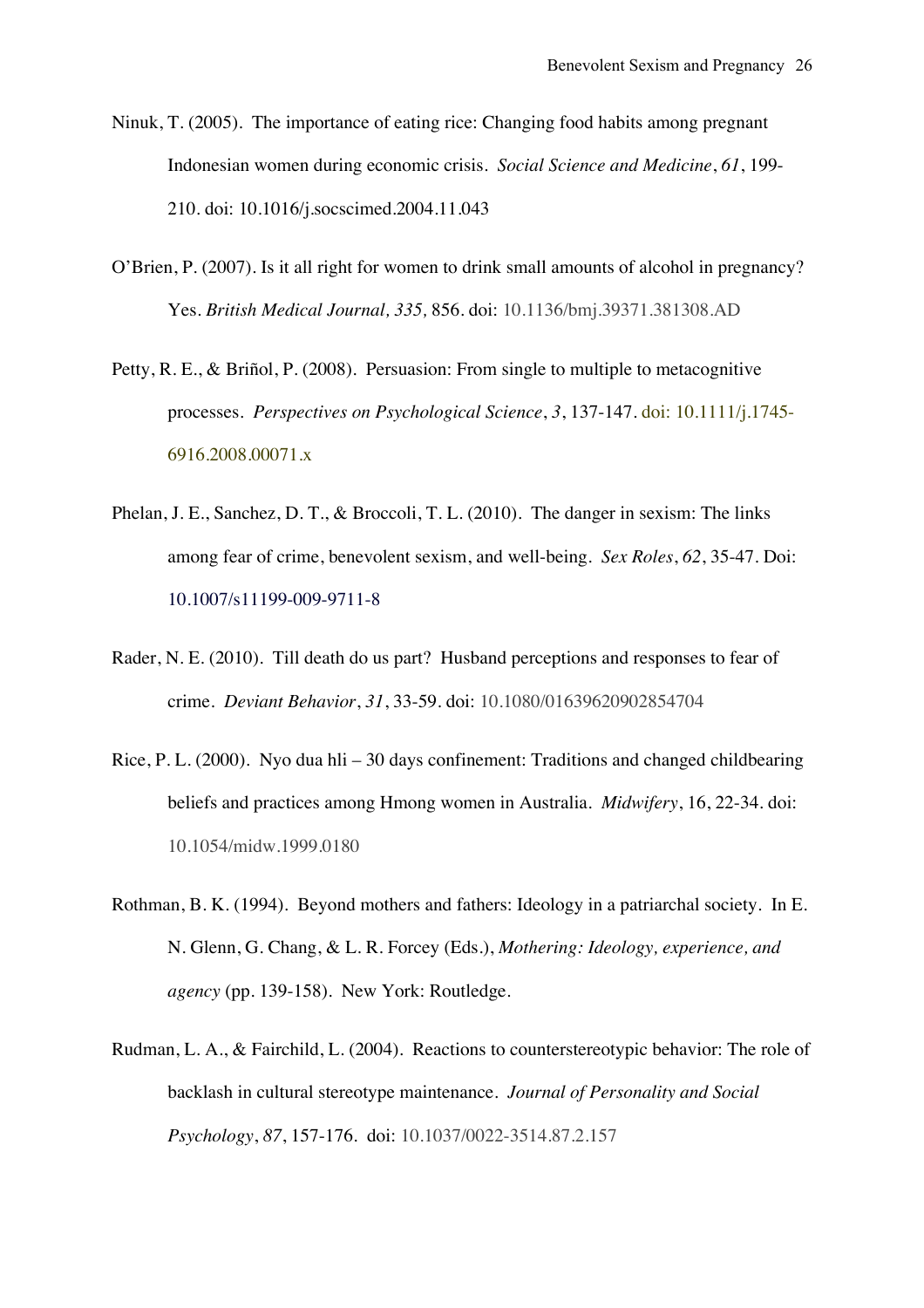Ninuk, T. (2005). The importance of eating rice: Changing food habits among pregnant Indonesian women during economic crisis. *Social Science and Medicine*, *61*, 199-210. doi: 10.1016/j.socscimed.2004.11.043

O'Brien, P. (2007). Is it all right for women to drink small amounts of alcohol in pregnancy? Yes. *British Medical Journal, 335,* 856. doi: 10.1136/bmj.39371.381308.AD

Petty, R. E., & Briñol, P. (2008). Persuasion: From single to multiple to metacognitive processes. *Perspectives on Psychological Science*, *3*, 137-147. doi: 10.1111/j.1745-6916.2008.00071.x

Phelan, J. E., Sanchez, D. T., & Broccoli, T. L. (2010). The danger in sexism: The links among fear of crime, benevolent sexism, and well-being. *Sex Roles*, *62*, 35-47. Doi: 10.1007/s11199-009-9711-8

Rader, N. E. (2010). Till death do us part? Husband perceptions and responses to fear of crime. *Deviant Behavior*, *31*, 33-59. doi: 10.1080/01639620902854704

Rice, P. L. (2000). Nyo dua hli – 30 days confinement: Traditions and changed childbearing beliefs and practices among Hmong women in Australia. *Midwifery*, 16, 22-34. doi: 10.1054/midw.1999.0180

Rothman, B. K. (1994). Beyond mothers and fathers: Ideology in a patriarchal society. In E. N. Glenn, G. Chang, & L. R. Forcey (Eds.), *Mothering: Ideology, experience, and agency* (pp. 139-158). New York: Routledge.

Rudman, L. A., & Fairchild, L. (2004). Reactions to counterstereotypic behavior: The role of backlash in cultural stereotype maintenance. *Journal of Personality and Social Psychology*, *87*, 157-176. doi: 10.1037/0022-3514.87.2.157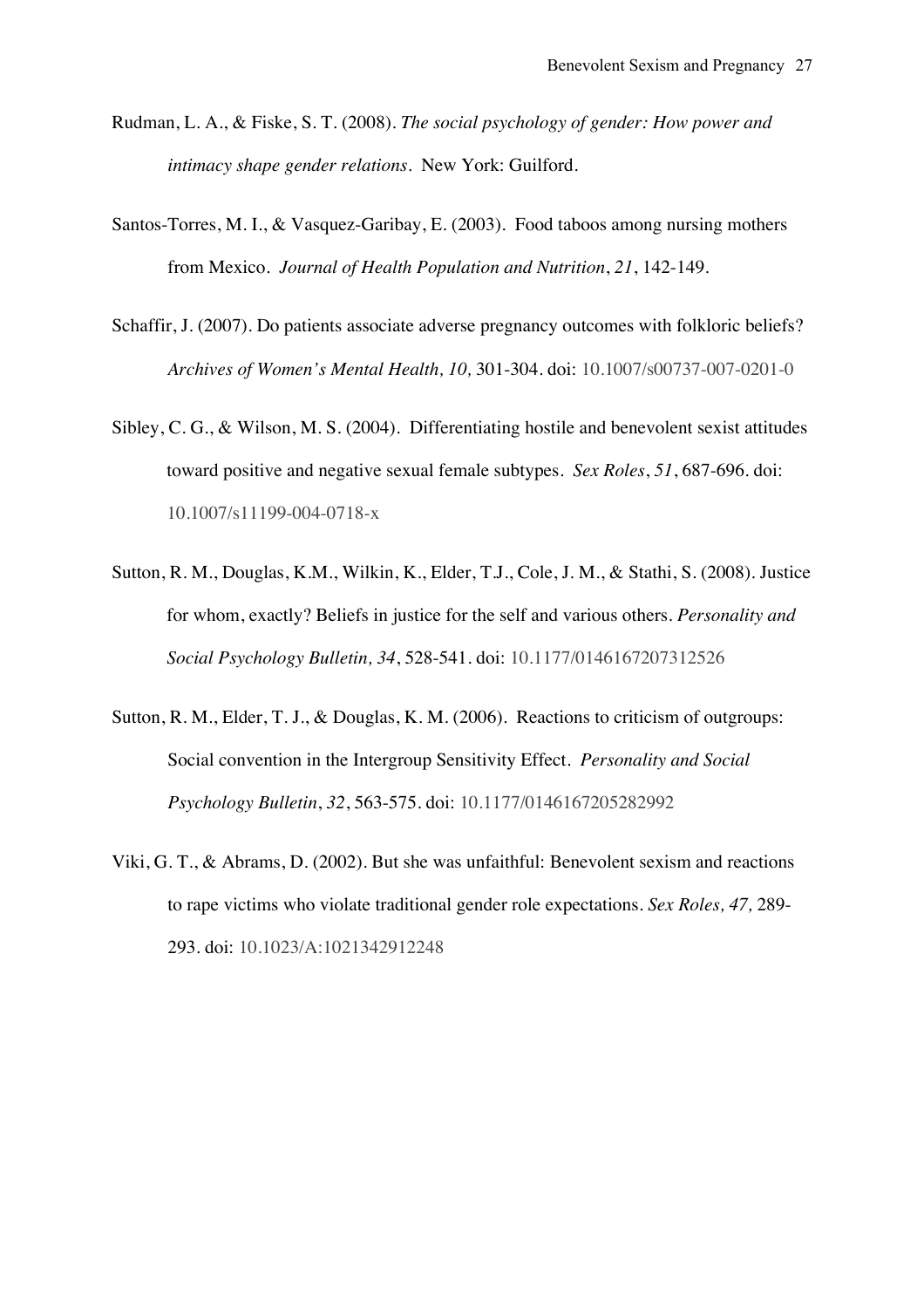Rudman, L. A., & Fiske, S. T. (2008). *The social psychology of gender: How power and intimacy shape gender relations*. New York: Guilford.

Santos-Torres, M. I., & Vasquez-Garibay, E. (2003). Food taboos among nursing mothers from Mexico. *Journal of Health Population and Nutrition*, *21*, 142-149.

Schaffir, J. (2007). Do patients associate adverse pregnancy outcomes with folkloric beliefs? *Archives of Women's Mental Health, 10,* 301-304. doi: 10.1007/s00737-007-0201-0

Sibley, C. G., & Wilson, M. S. (2004). Differentiating hostile and benevolent sexist attitudes toward positive and negative sexual female subtypes. *Sex Roles*, *51*, 687-696. doi: 10.1007/s11199-004-0718-x

Sutton, R. M., Douglas, K.M., Wilkin, K., Elder, T.J., Cole, J. M., & Stathi, S. (2008). Justice for whom, exactly? Beliefs in justice for the self and various others. *Personality and Social Psychology Bulletin, 34*, 528-541. doi: 10.1177/0146167207312526

Sutton, R. M., Elder, T. J., & Douglas, K. M. (2006). Reactions to criticism of outgroups: Social convention in the Intergroup Sensitivity Effect. *Personality and Social Psychology Bulletin*, *32*, 563-575. doi: 10.1177/0146167205282992

Viki, G. T., & Abrams, D. (2002). But she was unfaithful: Benevolent sexism and reactions to rape victims who violate traditional gender role expectations. *Sex Roles, 47,* 289-293. doi: 10.1023/A:1021342912248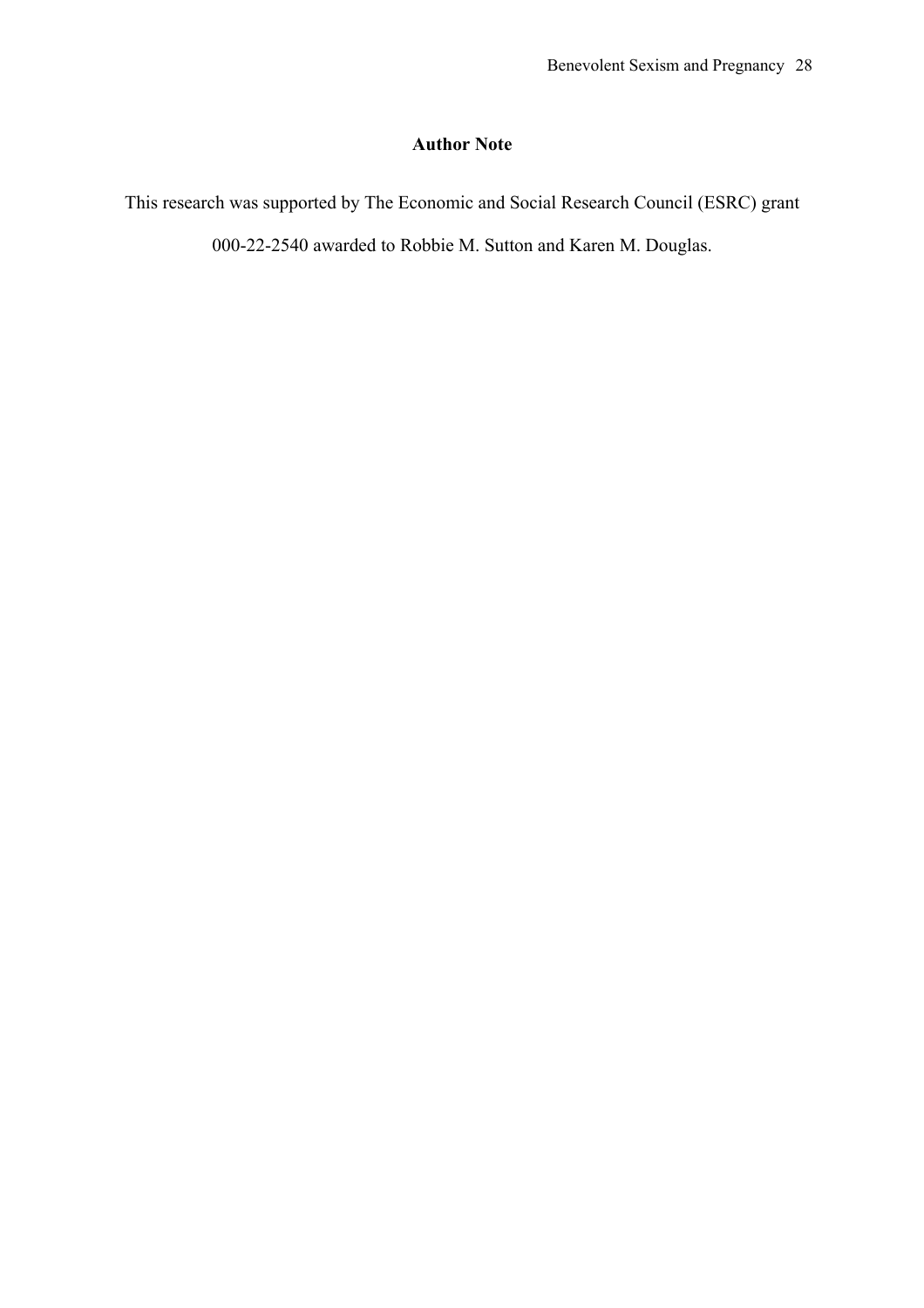## Author Note

This research was supported by The Economic and Social Research Council (ESRC) grant 000-22-2540 awarded to Robbie M. Sutton and Karen M. Douglas.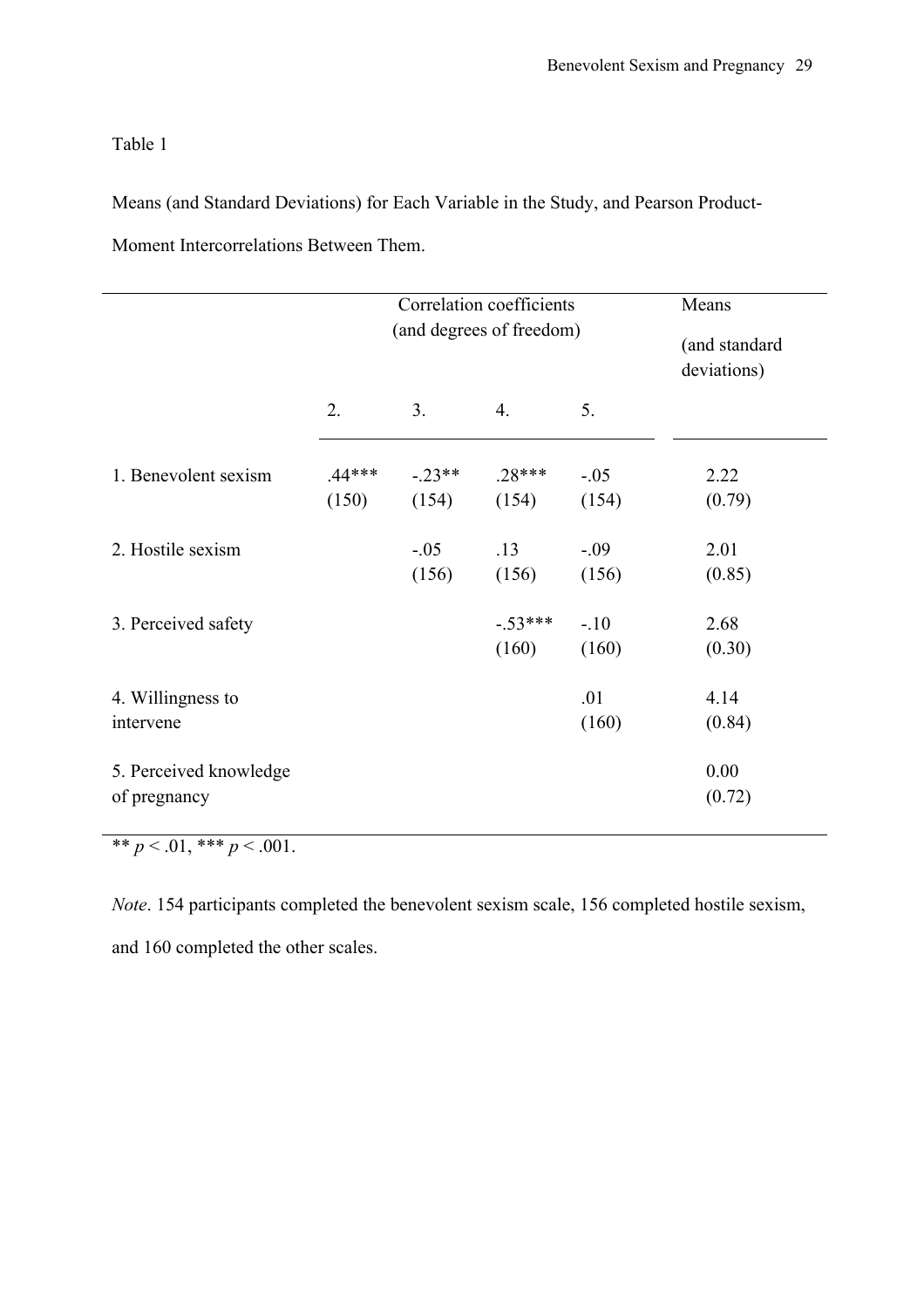Table 1

Means (and Standard Deviations) for Each Variable in the Study, and Pearson Product-Moment Intercorrelations Between Them.

| | Correlation coefficients (and degrees of freedom) | | | | Means (and standard deviations) |
|---|---|---|---|---|---|
| | 2. | 3. | 4. | 5. | |
| 1. Benevolent sexism | .44*** (150) | -.23** (154) | .28*** (154) | -.05 (154) | 2.22 (0.79) |
| 2. Hostile sexism | | -.05 (156) | .13 (156) | -.09 (156) | 2.01 (0.85) |
| 3. Perceived safety | | | -.53*** (160) | -.10 (160) | 2.68 (0.30) |
| 4. Willingness to intervene | | | | .01 (160) | 4.14 (0.84) |
| 5. Perceived knowledge of pregnancy | | | | | 0.00 (0.72) |

** $p < .01$, *** $p < .001$.

*Note*. 154 participants completed the benevolent sexism scale, 156 completed hostile sexism, and 160 completed the other scales.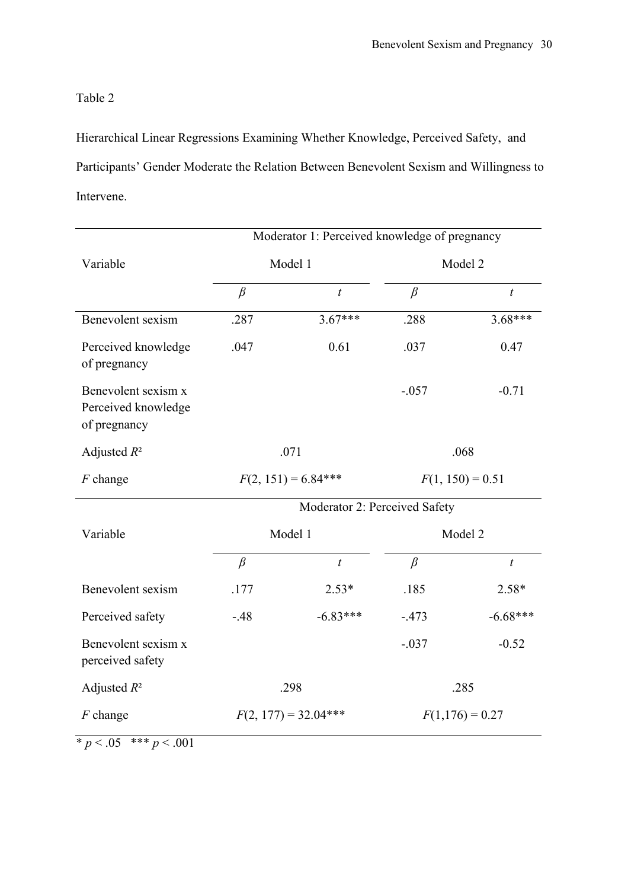Table 2

Hierarchical Linear Regressions Examining Whether Knowledge, Perceived Safety, and Participants' Gender Moderate the Relation Between Benevolent Sexism and Willingness to Intervene.

| | Moderator 1: Perceived knowledge of pregnancy | | | |
|---|---|---|---|---|
| Variable | Model 1 | | Model 2 | |
| | $\beta$ | $t$ | $\beta$ | $t$ |
| Benevolent sexism | .287 | 3.67*** | .288 | 3.68*** |
| Perceived knowledge of pregnancy | .047 | 0.61 | .037 | 0.47 |
| Benevolent sexism x Perceived knowledge of pregnancy | | | -.057 | -0.71 |
| Adjusted $R^2$ | .071 | | .068 | |
| $F$ change | $F(2, 151) = 6.84$*** | | $F(1, 150) = 0.51$ | |
| | **Moderator 2: Perceived Safety** | | | |
| Variable | Model 1 | | Model 2 | |
| | $\beta$ | $t$ | $\beta$ | $t$ |
| Benevolent sexism | .177 | 2.53* | .185 | 2.58* |
| Perceived safety | -.48 | -6.83*** | -.473 | -6.68*** |
| Benevolent sexism x perceived safety | | | -.037 | -0.52 |
| Adjusted $R^2$ | .298 | | .285 | |
| $F$ change | $F(2, 177) = 32.04$*** | | $F(1,176) = 0.27$ | |

* $p < .05$ *** $p < .001$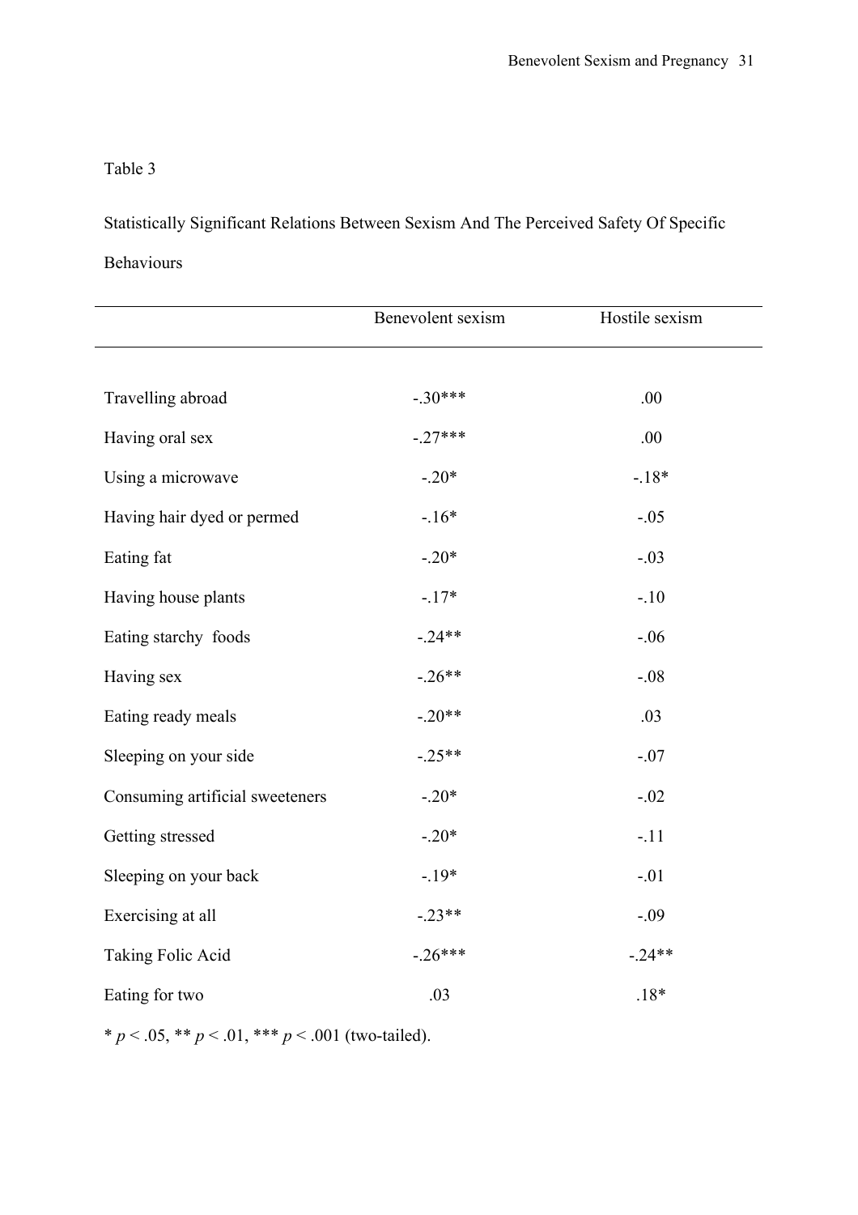Table 3

Statistically Significant Relations Between Sexism And The Perceived Safety Of Specific Behaviours

| | Benevolent sexism | Hostile sexism |
|---|---|---|
| Travelling abroad | -.30*** | .00 |
| Having oral sex | -.27*** | .00 |
| Using a microwave | -.20* | -.18* |
| Having hair dyed or permed | -.16* | -.05 |
| Eating fat | -.20* | -.03 |
| Having house plants | -.17* | -.10 |
| Eating starchy foods | -.24** | -.06 |
| Having sex | -.26** | -.08 |
| Eating ready meals | -.20** | .03 |
| Sleeping on your side | -.25** | -.07 |
| Consuming artificial sweeteners | -.20* | -.02 |
| Getting stressed | -.20* | -.11 |
| Sleeping on your back | -.19* | -.01 |
| Exercising at all | -.23** | -.09 |
| Taking Folic Acid | -.26*** | -.24** |
| Eating for two | .03 | .18* |

* $p < .05$, ** $p < .01$, *** $p < .001$ (two-tailed).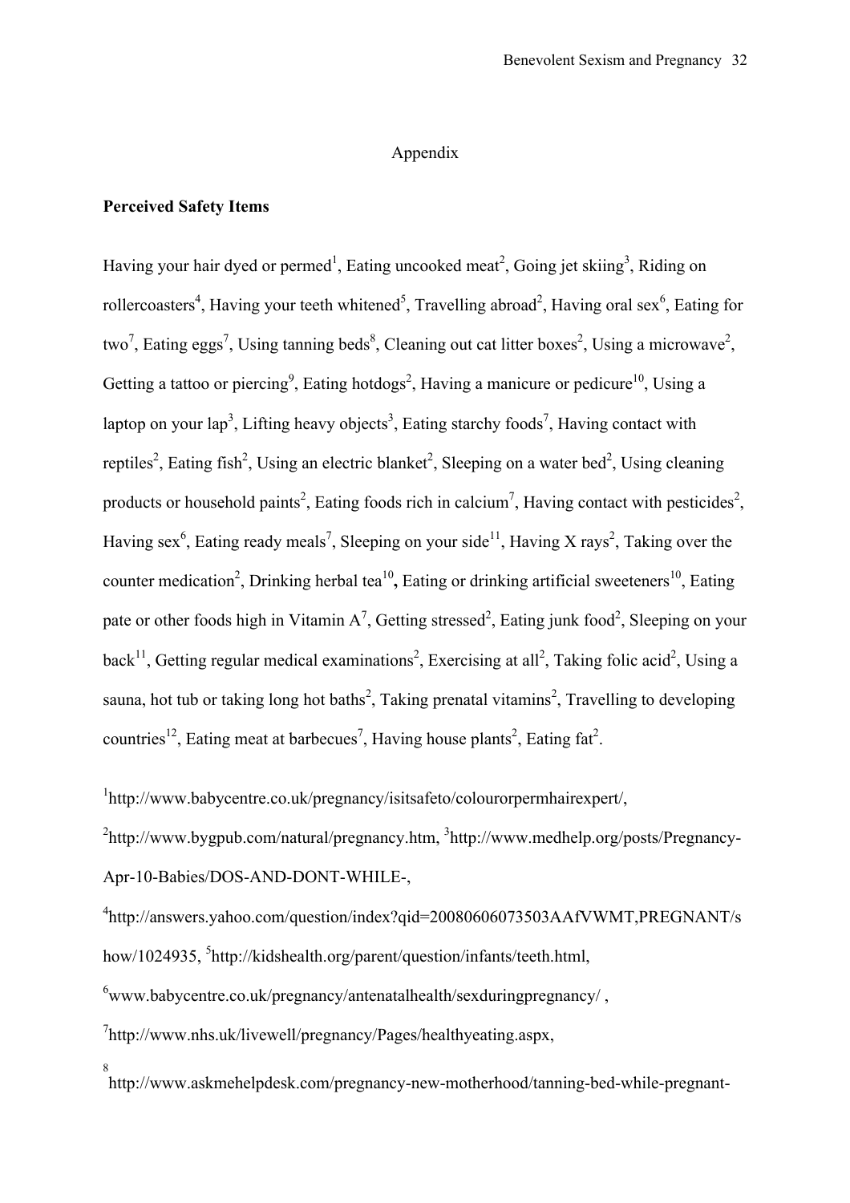# Appendix

**Perceived Safety Items**

Having your hair dyed or permed[1], Eating uncooked meat[2], Going jet skiing[3], Riding on rollercoasters[4], Having your teeth whitened[5], Travelling abroad[2], Having oral sex[6], Eating for two[7], Eating eggs[7], Using tanning beds[8], Cleaning out cat litter boxes[2], Using a microwave[2], Getting a tattoo or piercing[9], Eating hotdogs[2], Having a manicure or pedicure[10], Using a laptop on your lap[3], Lifting heavy objects[3], Eating starchy foods[7], Having contact with reptiles[2], Eating fish[2], Using an electric blanket[2], Sleeping on a water bed[2], Using cleaning products or household paints[2], Eating foods rich in calcium[7], Having contact with pesticides[2], Having sex[6], Eating ready meals[7], Sleeping on your side[11], Having X rays[2], Taking over the counter medication[2], Drinking herbal tea[10], Eating or drinking artificial sweeteners[10], Eating pate or other foods high in Vitamin A[7], Getting stressed[2], Eating junk food[2], Sleeping on your back[11], Getting regular medical examinations[2], Exercising at all[2], Taking folic acid[2], Using a sauna, hot tub or taking long hot baths[2], Taking prenatal vitamins[2], Travelling to developing countries[12], Eating meat at barbecues[7], Having house plants[2], Eating fat[2].

[1]http://www.babycentre.co.uk/pregnancy/isitsafeto/colourorpermhairexpert/,

[2]http://www.bygpub.com/natural/pregnancy.htm, [3]http://www.medhelp.org/posts/Pregnancy-Apr-10-Babies/DOS-AND-DONT-WHILE-,

[4]http://answers.yahoo.com/question/index?qid=20080606073503AAfVWMT,PREGNANT/show/1024935, [5]http://kidshealth.org/parent/question/infants/teeth.html,

[6]www.babycentre.co.uk/pregnancy/antenatalhealth/sexduringpregnancy/ ,

[7]http://www.nhs.uk/livewell/pregnancy/Pages/healthyeating.aspx,

[8]http://www.askmehelpdesk.com/pregnancy-new-motherhood/tanning-bed-while-pregnant-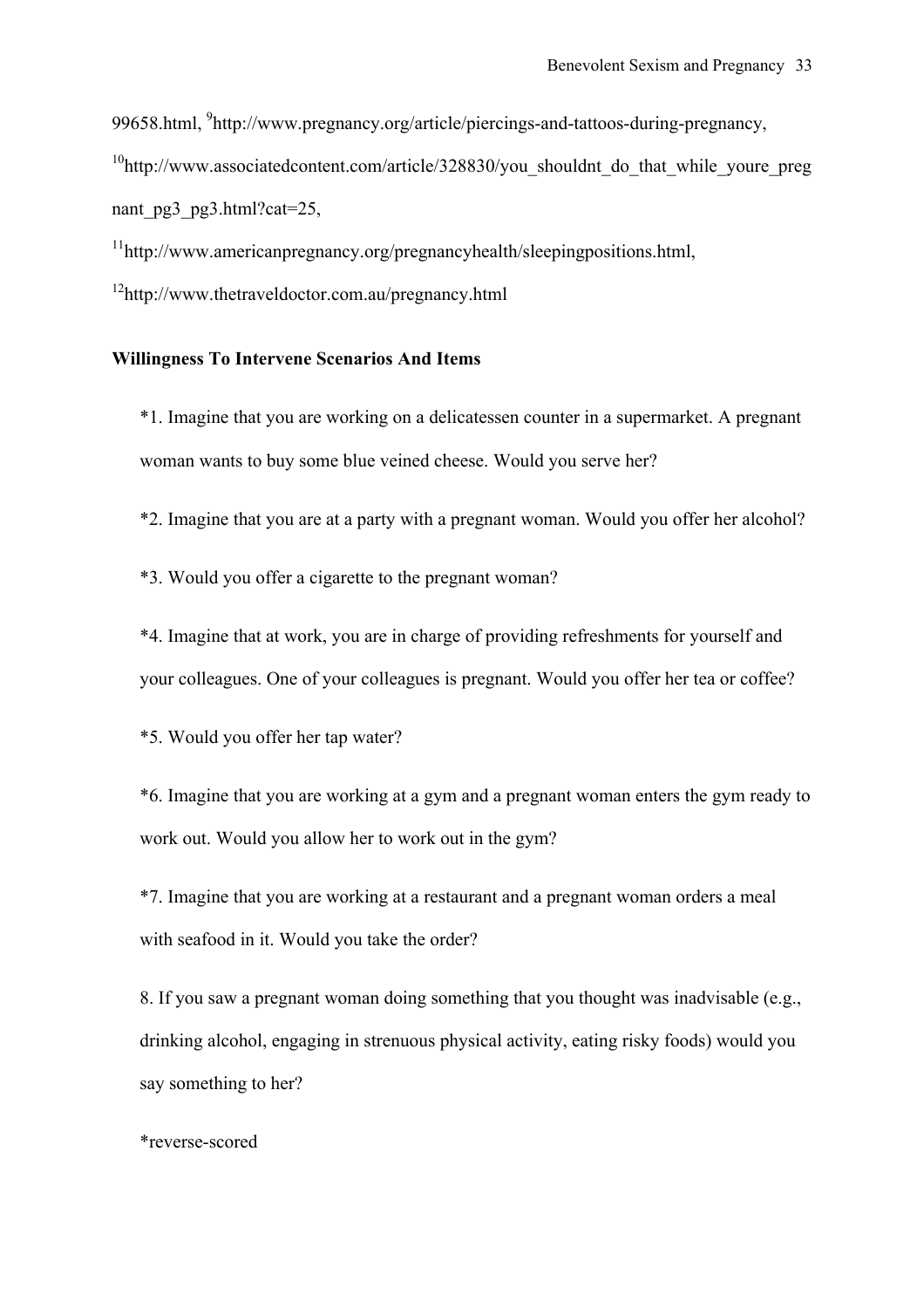99658.html, [9]http://www.pregnancy.org/article/piercings-and-tattoos-during-pregnancy,
[10]http://www.associatedcontent.com/article/328830/you_shouldnt_do_that_while_youre_pregnant_pg3_pg3.html?cat=25,
[11]http://www.americanpregnancy.org/pregnancyhealth/sleepingpositions.html,
[12]http://www.thetraveldoctor.com.au/pregnancy.html

**Willingness To Intervene Scenarios And Items**

*1. Imagine that you are working on a delicatessen counter in a supermarket. A pregnant woman wants to buy some blue veined cheese. Would you serve her?

*2. Imagine that you are at a party with a pregnant woman. Would you offer her alcohol?

*3. Would you offer a cigarette to the pregnant woman?

*4. Imagine that at work, you are in charge of providing refreshments for yourself and your colleagues. One of your colleagues is pregnant. Would you offer her tea or coffee?

*5. Would you offer her tap water?

*6. Imagine that you are working at a gym and a pregnant woman enters the gym ready to work out. Would you allow her to work out in the gym?

*7. Imagine that you are working at a restaurant and a pregnant woman orders a meal with seafood in it. Would you take the order?

8. If you saw a pregnant woman doing something that you thought was inadvisable (e.g., drinking alcohol, engaging in strenuous physical activity, eating risky foods) would you say something to her?

*reverse-scored